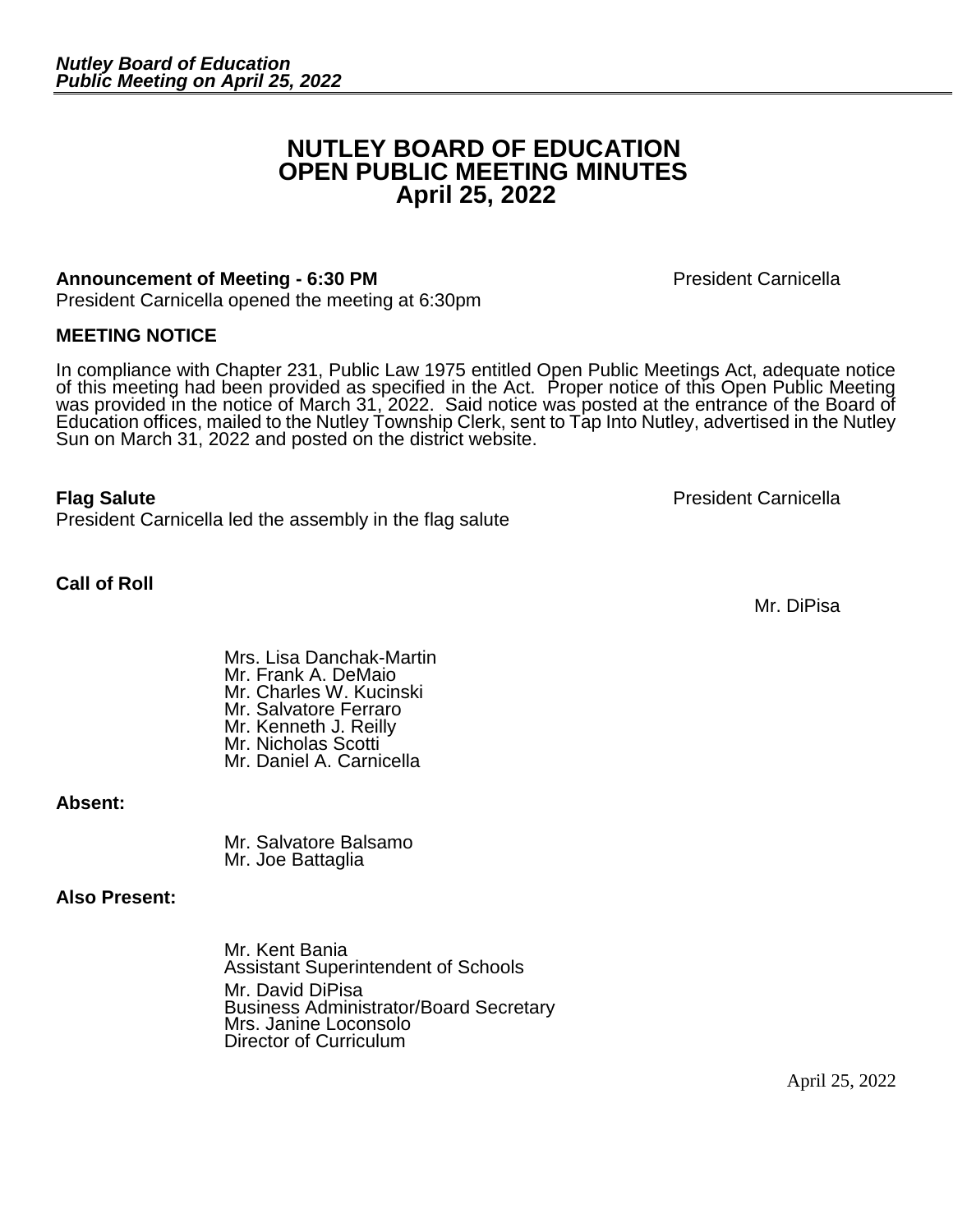# NUTLEY BOARD OF EDUCATION
# OPEN PUBLIC MEETING MINUTES
# April 25, 2022

**Announcement of Meeting - 6:30 PM** President Carnicella

President Carnicella opened the meeting at 6:30pm

**MEETING NOTICE**

In compliance with Chapter 231, Public Law 1975 entitled Open Public Meetings Act, adequate notice of this meeting had been provided as specified in the Act. Proper notice of this Open Public Meeting was provided in the notice of March 31, 2022. Said notice was posted at the entrance of the Board of Education offices, mailed to the Nutley Township Clerk, sent to Tap Into Nutley, advertised in the Nutley Sun on March 31, 2022 and posted on the district website.

**Flag Salute** President Carnicella

President Carnicella led the assembly in the flag salute

**Call of Roll** Mr. DiPisa

Mrs. Lisa Danchak-Martin
Mr. Frank A. DeMaio
Mr. Charles W. Kucinski
Mr. Salvatore Ferraro
Mr. Kenneth J. Reilly
Mr. Nicholas Scotti
Mr. Daniel A. Carnicella

**Absent:**

Mr. Salvatore Balsamo
Mr. Joe Battaglia

**Also Present:**

Mr. Kent Bania
Assistant Superintendent of Schools

Mr. David DiPisa
Business Administrator/Board Secretary

Mrs. Janine Loconsolo
Director of Curriculum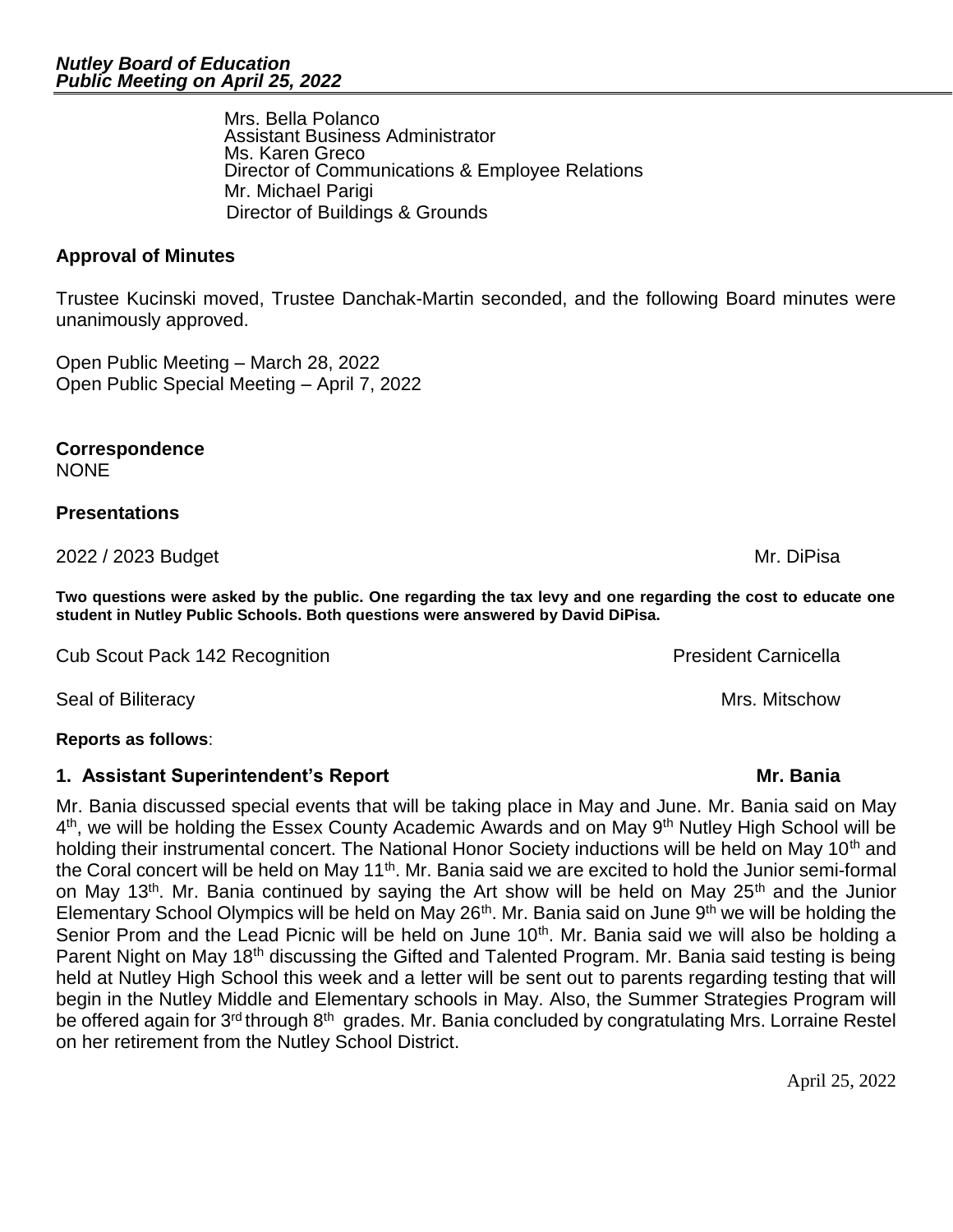Mrs. Bella Polanco
Assistant Business Administrator
Ms. Karen Greco
Director of Communications & Employee Relations
Mr. Michael Parigi
Director of Buildings & Grounds

## Approval of Minutes

Trustee Kucinski moved, Trustee Danchak-Martin seconded, and the following Board minutes were unanimously approved.

Open Public Meeting – March 28, 2022
Open Public Special Meeting – April 7, 2022

## Correspondence

NONE

## Presentations

2022 / 2023 Budget — Mr. DiPisa

**Two questions were asked by the public. One regarding the tax levy and one regarding the cost to educate one student in Nutley Public Schools. Both questions were answered by David DiPisa.**

Cub Scout Pack 142 Recognition — President Carnicella

Seal of Biliteracy — Mrs. Mitschow

**Reports as follows**:

### 1. Assistant Superintendent's Report — Mr. Bania

Mr. Bania discussed special events that will be taking place in May and June. Mr. Bania said on May 4th, we will be holding the Essex County Academic Awards and on May 9th Nutley High School will be holding their instrumental concert. The National Honor Society inductions will be held on May 10th and the Coral concert will be held on May 11th. Mr. Bania said we are excited to hold the Junior semi-formal on May 13th. Mr. Bania continued by saying the Art show will be held on May 25th and the Junior Elementary School Olympics will be held on May 26th. Mr. Bania said on June 9th we will be holding the Senior Prom and the Lead Picnic will be held on June 10th. Mr. Bania said we will also be holding a Parent Night on May 18th discussing the Gifted and Talented Program. Mr. Bania said testing is being held at Nutley High School this week and a letter will be sent out to parents regarding testing that will begin in the Nutley Middle and Elementary schools in May. Also, the Summer Strategies Program will be offered again for 3rd through 8th grades. Mr. Bania concluded by congratulating Mrs. Lorraine Restel on her retirement from the Nutley School District.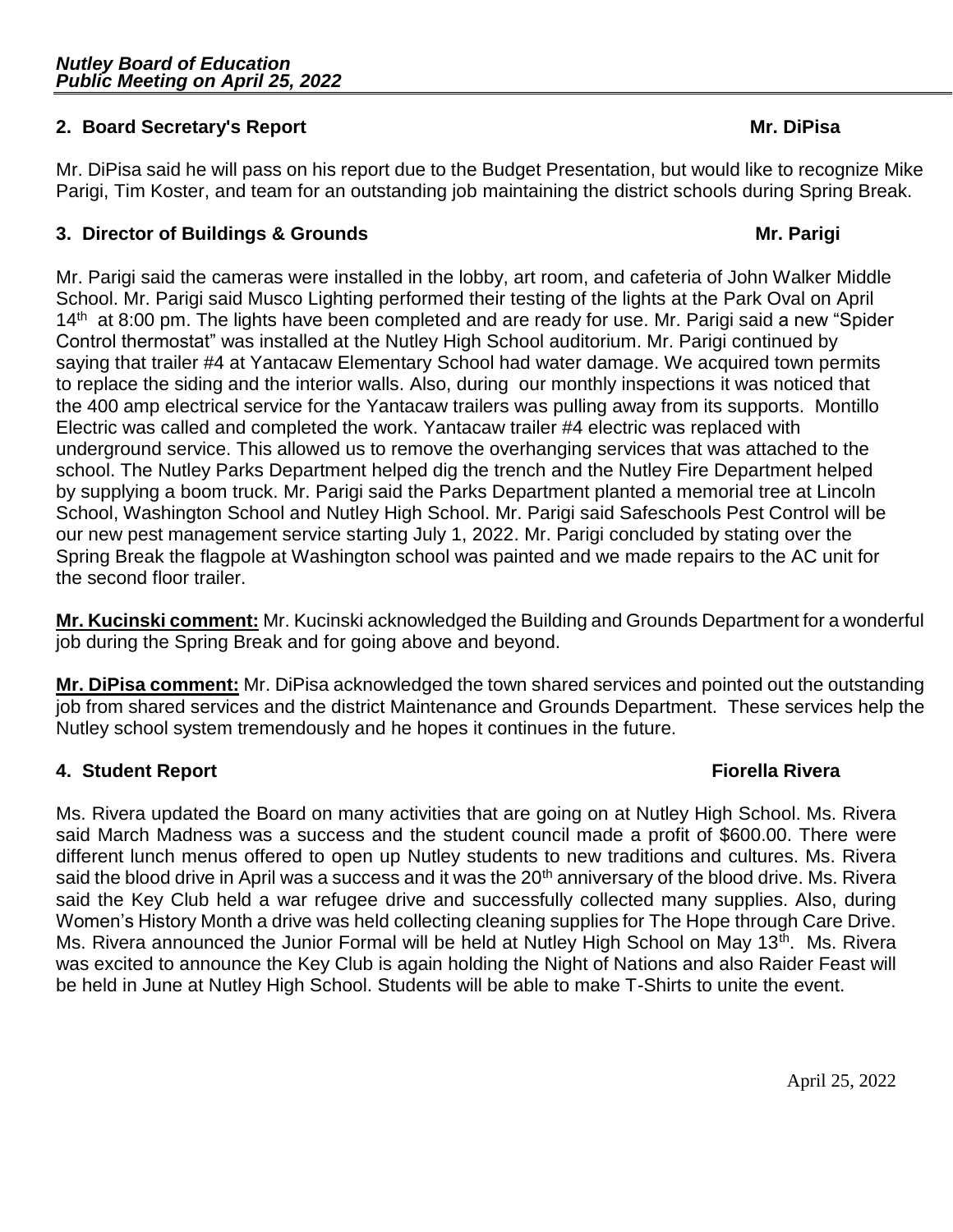## 2. Board Secretary's Report — Mr. DiPisa

Mr. DiPisa said he will pass on his report due to the Budget Presentation, but would like to recognize Mike Parigi, Tim Koster, and team for an outstanding job maintaining the district schools during Spring Break.

## 3. Director of Buildings & Grounds — Mr. Parigi

Mr. Parigi said the cameras were installed in the lobby, art room, and cafeteria of John Walker Middle School. Mr. Parigi said Musco Lighting performed their testing of the lights at the Park Oval on April 14th at 8:00 pm. The lights have been completed and are ready for use. Mr. Parigi said a new "Spider Control thermostat" was installed at the Nutley High School auditorium. Mr. Parigi continued by saying that trailer #4 at Yantacaw Elementary School had water damage. We acquired town permits to replace the siding and the interior walls. Also, during our monthly inspections it was noticed that the 400 amp electrical service for the Yantacaw trailers was pulling away from its supports. Montillo Electric was called and completed the work. Yantacaw trailer #4 electric was replaced with underground service. This allowed us to remove the overhanging services that was attached to the school. The Nutley Parks Department helped dig the trench and the Nutley Fire Department helped by supplying a boom truck. Mr. Parigi said the Parks Department planted a memorial tree at Lincoln School, Washington School and Nutley High School. Mr. Parigi said Safeschools Pest Control will be our new pest management service starting July 1, 2022. Mr. Parigi concluded by stating over the Spring Break the flagpole at Washington school was painted and we made repairs to the AC unit for the second floor trailer.

**Mr. Kucinski comment:** Mr. Kucinski acknowledged the Building and Grounds Department for a wonderful job during the Spring Break and for going above and beyond.

**Mr. DiPisa comment:** Mr. DiPisa acknowledged the town shared services and pointed out the outstanding job from shared services and the district Maintenance and Grounds Department. These services help the Nutley school system tremendously and he hopes it continues in the future.

## 4. Student Report — Fiorella Rivera

Ms. Rivera updated the Board on many activities that are going on at Nutley High School. Ms. Rivera said March Madness was a success and the student council made a profit of $600.00. There were different lunch menus offered to open up Nutley students to new traditions and cultures. Ms. Rivera said the blood drive in April was a success and it was the 20th anniversary of the blood drive. Ms. Rivera said the Key Club held a war refugee drive and successfully collected many supplies. Also, during Women's History Month a drive was held collecting cleaning supplies for The Hope through Care Drive. Ms. Rivera announced the Junior Formal will be held at Nutley High School on May 13th. Ms. Rivera was excited to announce the Key Club is again holding the Night of Nations and also Raider Feast will be held in June at Nutley High School. Students will be able to make T-Shirts to unite the event.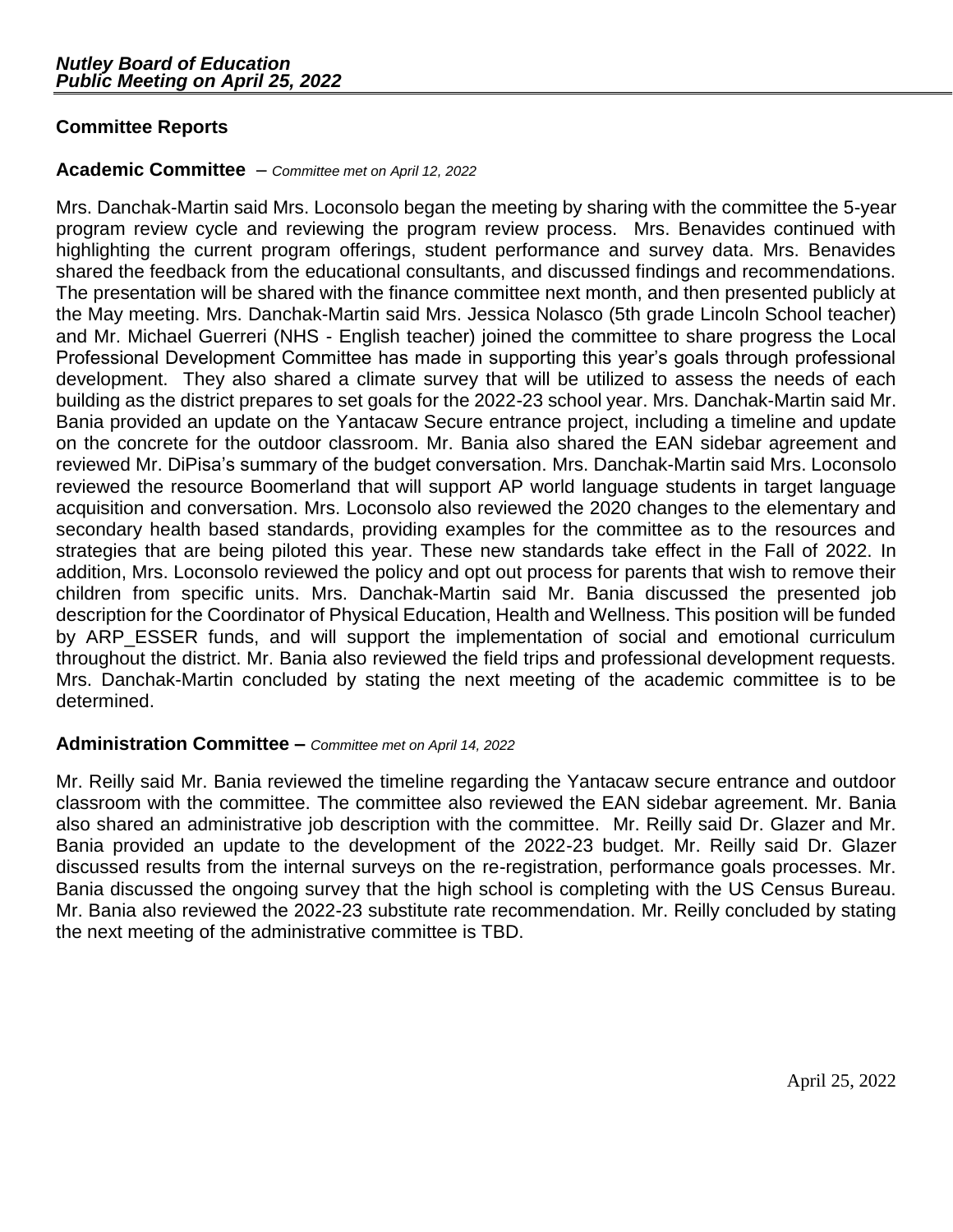## Committee Reports

### Academic Committee – *Committee met on April 12, 2022*

Mrs. Danchak-Martin said Mrs. Loconsolo began the meeting by sharing with the committee the 5-year program review cycle and reviewing the program review process. Mrs. Benavides continued with highlighting the current program offerings, student performance and survey data. Mrs. Benavides shared the feedback from the educational consultants, and discussed findings and recommendations. The presentation will be shared with the finance committee next month, and then presented publicly at the May meeting. Mrs. Danchak-Martin said Mrs. Jessica Nolasco (5th grade Lincoln School teacher) and Mr. Michael Guerreri (NHS - English teacher) joined the committee to share progress the Local Professional Development Committee has made in supporting this year's goals through professional development. They also shared a climate survey that will be utilized to assess the needs of each building as the district prepares to set goals for the 2022-23 school year. Mrs. Danchak-Martin said Mr. Bania provided an update on the Yantacaw Secure entrance project, including a timeline and update on the concrete for the outdoor classroom. Mr. Bania also shared the EAN sidebar agreement and reviewed Mr. DiPisa's summary of the budget conversation. Mrs. Danchak-Martin said Mrs. Loconsolo reviewed the resource Boomerland that will support AP world language students in target language acquisition and conversation. Mrs. Loconsolo also reviewed the 2020 changes to the elementary and secondary health based standards, providing examples for the committee as to the resources and strategies that are being piloted this year. These new standards take effect in the Fall of 2022. In addition, Mrs. Loconsolo reviewed the policy and opt out process for parents that wish to remove their children from specific units. Mrs. Danchak-Martin said Mr. Bania discussed the presented job description for the Coordinator of Physical Education, Health and Wellness. This position will be funded by ARP_ESSER funds, and will support the implementation of social and emotional curriculum throughout the district. Mr. Bania also reviewed the field trips and professional development requests. Mrs. Danchak-Martin concluded by stating the next meeting of the academic committee is to be determined.

### Administration Committee – *Committee met on April 14, 2022*

Mr. Reilly said Mr. Bania reviewed the timeline regarding the Yantacaw secure entrance and outdoor classroom with the committee. The committee also reviewed the EAN sidebar agreement. Mr. Bania also shared an administrative job description with the committee. Mr. Reilly said Dr. Glazer and Mr. Bania provided an update to the development of the 2022-23 budget. Mr. Reilly said Dr. Glazer discussed results from the internal surveys on the re-registration, performance goals processes. Mr. Bania discussed the ongoing survey that the high school is completing with the US Census Bureau. Mr. Bania also reviewed the 2022-23 substitute rate recommendation. Mr. Reilly concluded by stating the next meeting of the administrative committee is TBD.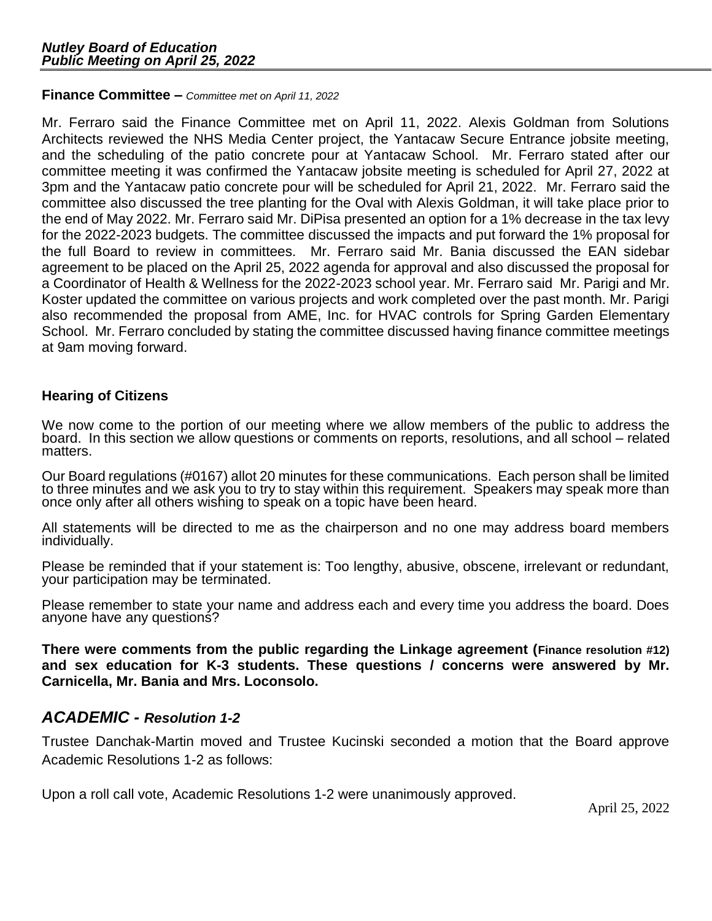**Finance Committee –** *Committee met on April 11, 2022*

Mr. Ferraro said the Finance Committee met on April 11, 2022. Alexis Goldman from Solutions Architects reviewed the NHS Media Center project, the Yantacaw Secure Entrance jobsite meeting, and the scheduling of the patio concrete pour at Yantacaw School. Mr. Ferraro stated after our committee meeting it was confirmed the Yantacaw jobsite meeting is scheduled for April 27, 2022 at 3pm and the Yantacaw patio concrete pour will be scheduled for April 21, 2022. Mr. Ferraro said the committee also discussed the tree planting for the Oval with Alexis Goldman, it will take place prior to the end of May 2022. Mr. Ferraro said Mr. DiPisa presented an option for a 1% decrease in the tax levy for the 2022-2023 budgets. The committee discussed the impacts and put forward the 1% proposal for the full Board to review in committees. Mr. Ferraro said Mr. Bania discussed the EAN sidebar agreement to be placed on the April 25, 2022 agenda for approval and also discussed the proposal for a Coordinator of Health & Wellness for the 2022-2023 school year. Mr. Ferraro said Mr. Parigi and Mr. Koster updated the committee on various projects and work completed over the past month. Mr. Parigi also recommended the proposal from AME, Inc. for HVAC controls for Spring Garden Elementary School. Mr. Ferraro concluded by stating the committee discussed having finance committee meetings at 9am moving forward.

**Hearing of Citizens**

We now come to the portion of our meeting where we allow members of the public to address the board. In this section we allow questions or comments on reports, resolutions, and all school – related matters.

Our Board regulations (#0167) allot 20 minutes for these communications. Each person shall be limited to three minutes and we ask you to try to stay within this requirement. Speakers may speak more than once only after all others wishing to speak on a topic have been heard.

All statements will be directed to me as the chairperson and no one may address board members individually.

Please be reminded that if your statement is: Too lengthy, abusive, obscene, irrelevant or redundant, your participation may be terminated.

Please remember to state your name and address each and every time you address the board. Does anyone have any questions?

**There were comments from the public regarding the Linkage agreement (Finance resolution #12) and sex education for K-3 students. These questions / concerns were answered by Mr. Carnicella, Mr. Bania and Mrs. Loconsolo.**

## *ACADEMIC - Resolution 1-2*

Trustee Danchak-Martin moved and Trustee Kucinski seconded a motion that the Board approve Academic Resolutions 1-2 as follows:

Upon a roll call vote, Academic Resolutions 1-2 were unanimously approved.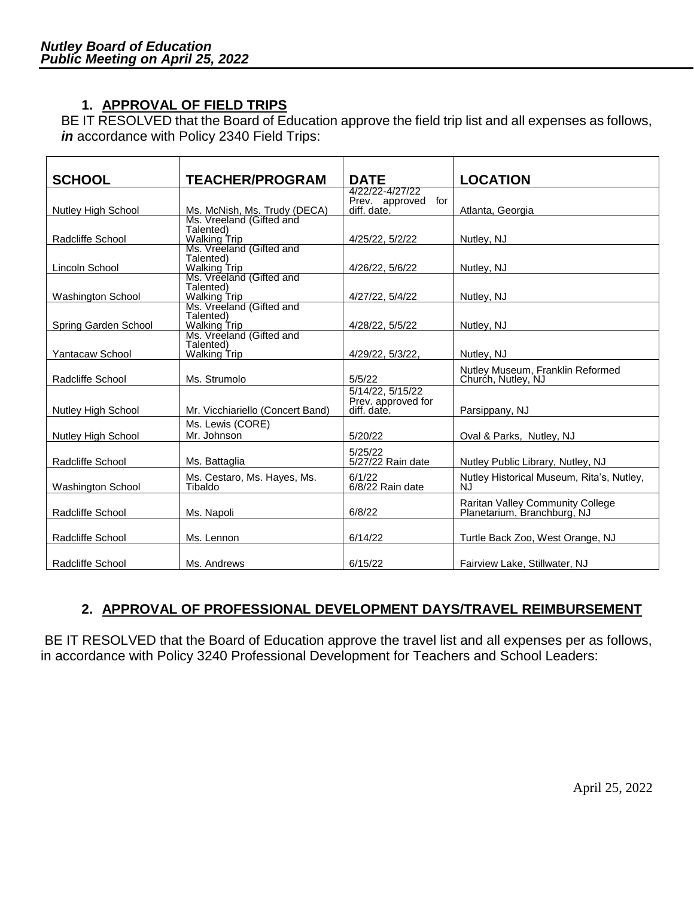## 1. APPROVAL OF FIELD TRIPS

BE IT RESOLVED that the Board of Education approve the field trip list and all expenses as follows, ***in*** accordance with Policy 2340 Field Trips:

| SCHOOL | TEACHER/PROGRAM | DATE | LOCATION |
|---|---|---|---|
| Nutley High School | Ms. McNish, Ms. Trudy (DECA) | 4/22/22-4/27/22 Prev. approved for diff. date. | Atlanta, Georgia |
| Radcliffe School | Ms. Vreeland (Gifted and Talented) Walking Trip | 4/25/22, 5/2/22 | Nutley, NJ |
| Lincoln School | Ms. Vreeland (Gifted and Talented) Walking Trip | 4/26/22, 5/6/22 | Nutley, NJ |
| Washington School | Ms. Vreeland (Gifted and Talented) Walking Trip | 4/27/22, 5/4/22 | Nutley, NJ |
| Spring Garden School | Ms. Vreeland (Gifted and Talented) Walking Trip | 4/28/22, 5/5/22 | Nutley, NJ |
| Yantacaw School | Ms. Vreeland (Gifted and Talented) Walking Trip | 4/29/22, 5/3/22, | Nutley, NJ |
| Radcliffe School | Ms. Strumolo | 5/5/22 | Nutley Museum, Franklin Reformed Church, Nutley, NJ |
| Nutley High School | Mr. Vicchiariello (Concert Band) | 5/14/22, 5/15/22 Prev. approved for diff. date. | Parsippany, NJ |
| Nutley High School | Ms. Lewis (CORE) Mr. Johnson | 5/20/22 | Oval & Parks, Nutley, NJ |
| Radcliffe School | Ms. Battaglia | 5/25/22 5/27/22 Rain date | Nutley Public Library, Nutley, NJ |
| Washington School | Ms. Cestaro, Ms. Hayes, Ms. Tibaldo | 6/1/22 6/8/22 Rain date | Nutley Historical Museum, Rita's, Nutley, NJ |
| Radcliffe School | Ms. Napoli | 6/8/22 | Raritan Valley Community College Planetarium, Branchburg, NJ |
| Radcliffe School | Ms. Lennon | 6/14/22 | Turtle Back Zoo, West Orange, NJ |
| Radcliffe School | Ms. Andrews | 6/15/22 | Fairview Lake, Stillwater, NJ |

## 2. APPROVAL OF PROFESSIONAL DEVELOPMENT DAYS/TRAVEL REIMBURSEMENT

BE IT RESOLVED that the Board of Education approve the travel list and all expenses per as follows, in accordance with Policy 3240 Professional Development for Teachers and School Leaders: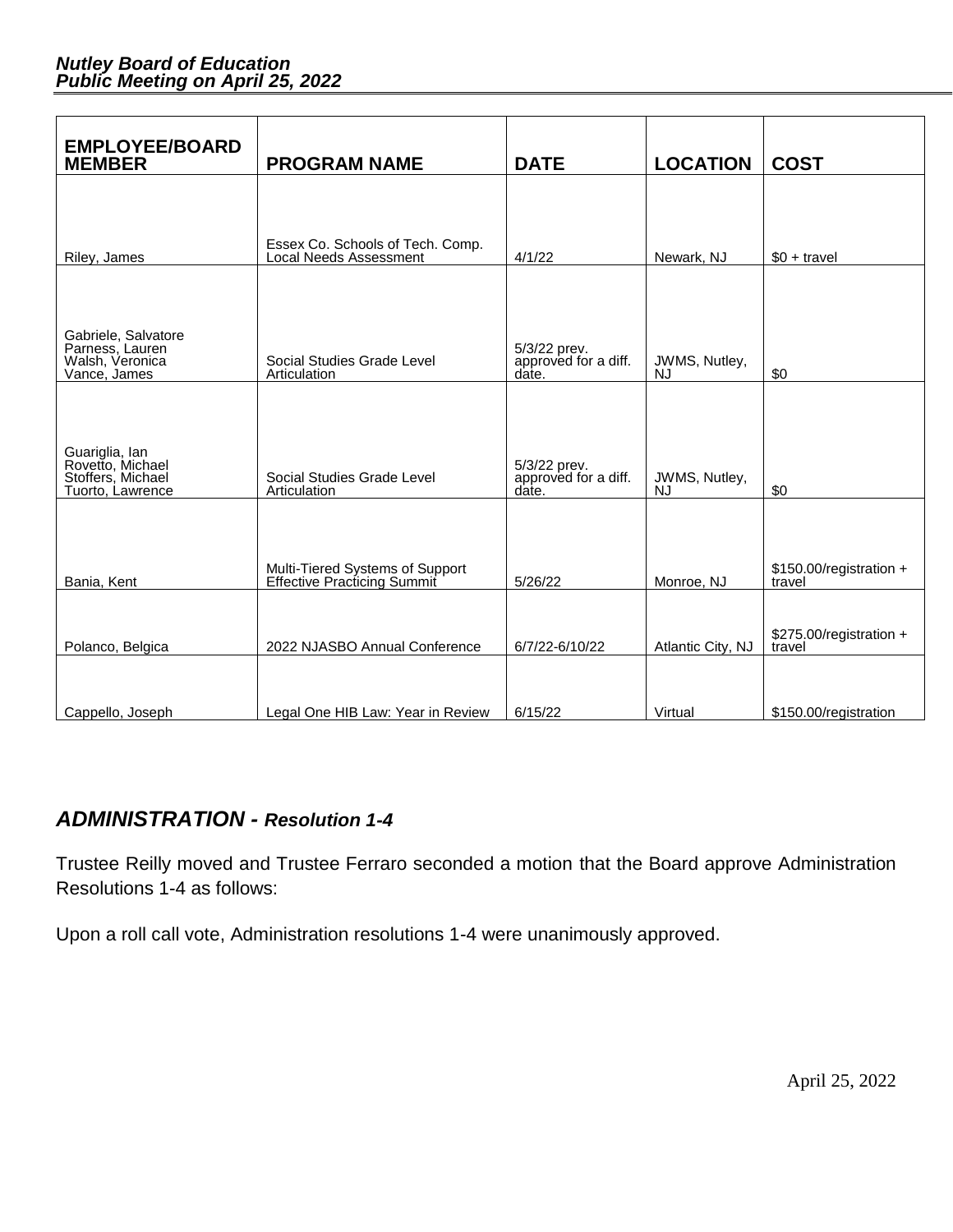| EMPLOYEE/BOARD MEMBER | PROGRAM NAME | DATE | LOCATION | COST |
|---|---|---|---|---|
| Riley, James | Essex Co. Schools of Tech. Comp. Local Needs Assessment | 4/1/22 | Newark, NJ | $0 + travel |
| Gabriele, Salvatore<br>Parness, Lauren<br>Walsh, Veronica<br>Vance, James | Social Studies Grade Level Articulation | 5/3/22 prev. approved for a diff. date. | JWMS, Nutley, NJ | $0 |
| Guariglia, Ian<br>Rovetto, Michael<br>Stoffers, Michael<br>Tuorto, Lawrence | Social Studies Grade Level Articulation | 5/3/22 prev. approved for a diff. date. | JWMS, Nutley, NJ | $0 |
| Bania, Kent | Multi-Tiered Systems of Support Effective Practicing Summit | 5/26/22 | Monroe, NJ | $150.00/registration + travel |
| Polanco, Belgica | 2022 NJASBO Annual Conference | 6/7/22-6/10/22 | Atlantic City, NJ | $275.00/registration + travel |
| Cappello, Joseph | Legal One HIB Law: Year in Review | 6/15/22 | Virtual | $150.00/registration |

## *ADMINISTRATION - Resolution 1-4*

Trustee Reilly moved and Trustee Ferraro seconded a motion that the Board approve Administration Resolutions 1-4 as follows:

Upon a roll call vote, Administration resolutions 1-4 were unanimously approved.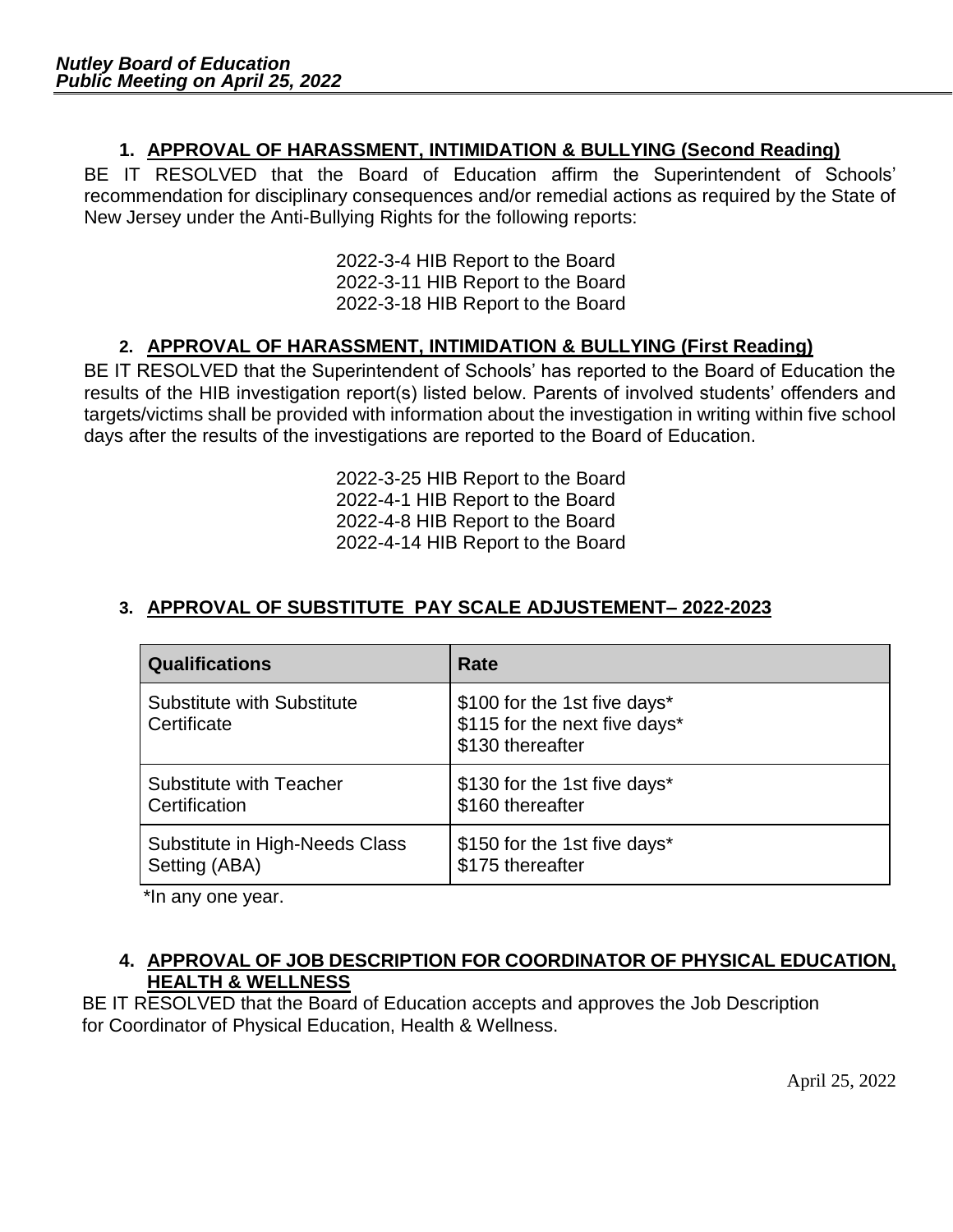## 1. APPROVAL OF HARASSMENT, INTIMIDATION & BULLYING (Second Reading)

BE IT RESOLVED that the Board of Education affirm the Superintendent of Schools' recommendation for disciplinary consequences and/or remedial actions as required by the State of New Jersey under the Anti-Bullying Rights for the following reports:

2022-3-4 HIB Report to the Board
2022-3-11 HIB Report to the Board
2022-3-18 HIB Report to the Board

## 2. APPROVAL OF HARASSMENT, INTIMIDATION & BULLYING (First Reading)

BE IT RESOLVED that the Superintendent of Schools' has reported to the Board of Education the results of the HIB investigation report(s) listed below. Parents of involved students' offenders and targets/victims shall be provided with information about the investigation in writing within five school days after the results of the investigations are reported to the Board of Education.

2022-3-25 HIB Report to the Board
2022-4-1 HIB Report to the Board
2022-4-8 HIB Report to the Board
2022-4-14 HIB Report to the Board

## 3. APPROVAL OF SUBSTITUTE PAY SCALE ADJUSTEMENT– 2022-2023

| Qualifications | Rate |
| --- | --- |
| Substitute with Substitute Certificate | $100 for the 1st five days*<br>$115 for the next five days*<br>$130 thereafter |
| Substitute with Teacher Certification | $130 for the 1st five days*<br>$160 thereafter |
| Substitute in High-Needs Class Setting (ABA) | $150 for the 1st five days*<br>$175 thereafter |

*In any one year.

## 4. APPROVAL OF JOB DESCRIPTION FOR COORDINATOR OF PHYSICAL EDUCATION, HEALTH & WELLNESS

BE IT RESOLVED that the Board of Education accepts and approves the Job Description for Coordinator of Physical Education, Health & Wellness.

April 25, 2022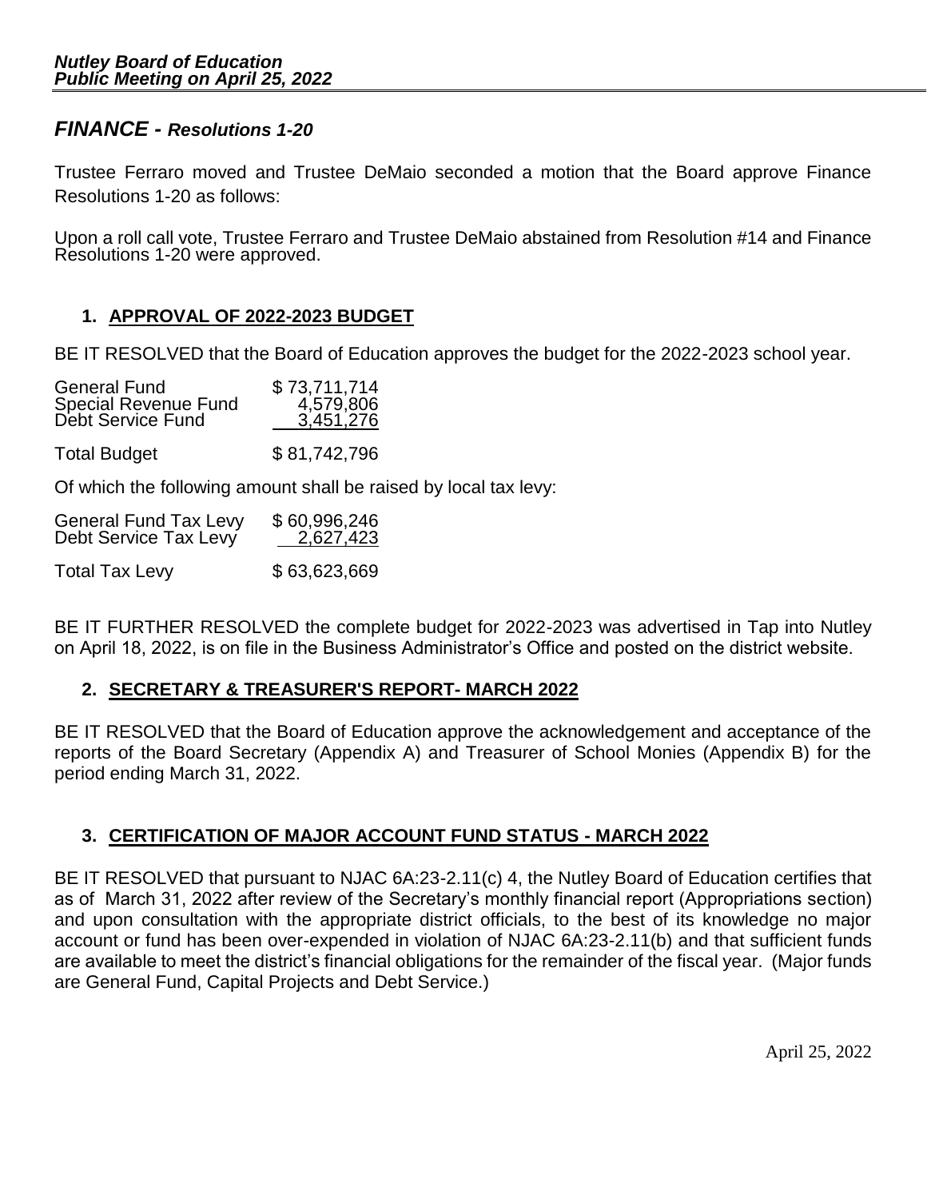## *FINANCE - Resolutions 1-20*

Trustee Ferraro moved and Trustee DeMaio seconded a motion that the Board approve Finance Resolutions 1-20 as follows:

Upon a roll call vote, Trustee Ferraro and Trustee DeMaio abstained from Resolution #14 and Finance Resolutions 1-20 were approved.

### 1. APPROVAL OF 2022-2023 BUDGET

BE IT RESOLVED that the Board of Education approves the budget for the 2022-2023 school year.

| | |
|---|---|
| General Fund | $ 73,711,714 |
| Special Revenue Fund | 4,579,806 |
| Debt Service Fund | 3,451,276 |
| Total Budget | $ 81,742,796 |

Of which the following amount shall be raised by local tax levy:

| | |
|---|---|
| General Fund Tax Levy | $ 60,996,246 |
| Debt Service Tax Levy | 2,627,423 |
| Total Tax Levy | $ 63,623,669 |

BE IT FURTHER RESOLVED the complete budget for 2022-2023 was advertised in Tap into Nutley on April 18, 2022, is on file in the Business Administrator's Office and posted on the district website.

### 2. SECRETARY & TREASURER'S REPORT- MARCH 2022

BE IT RESOLVED that the Board of Education approve the acknowledgement and acceptance of the reports of the Board Secretary (Appendix A) and Treasurer of School Monies (Appendix B) for the period ending March 31, 2022.

### 3. CERTIFICATION OF MAJOR ACCOUNT FUND STATUS - MARCH 2022

BE IT RESOLVED that pursuant to NJAC 6A:23-2.11(c) 4, the Nutley Board of Education certifies that as of March 31, 2022 after review of the Secretary's monthly financial report (Appropriations section) and upon consultation with the appropriate district officials, to the best of its knowledge no major account or fund has been over-expended in violation of NJAC 6A:23-2.11(b) and that sufficient funds are available to meet the district's financial obligations for the remainder of the fiscal year. (Major funds are General Fund, Capital Projects and Debt Service.)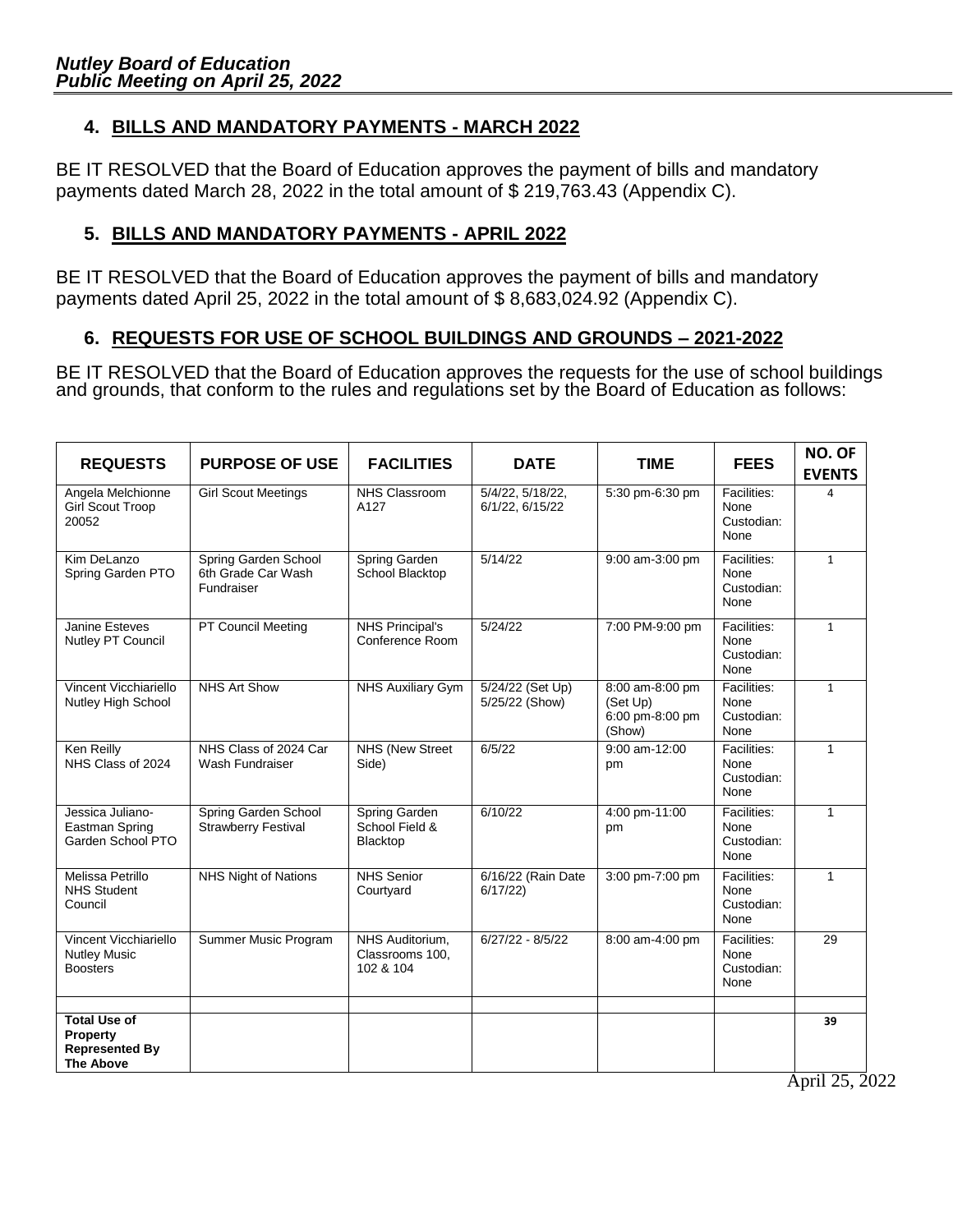## 4. BILLS AND MANDATORY PAYMENTS - MARCH 2022

BE IT RESOLVED that the Board of Education approves the payment of bills and mandatory payments dated March 28, 2022 in the total amount of $ 219,763.43 (Appendix C).

## 5. BILLS AND MANDATORY PAYMENTS - APRIL 2022

BE IT RESOLVED that the Board of Education approves the payment of bills and mandatory payments dated April 25, 2022 in the total amount of $ 8,683,024.92 (Appendix C).

## 6. REQUESTS FOR USE OF SCHOOL BUILDINGS AND GROUNDS – 2021-2022

BE IT RESOLVED that the Board of Education approves the requests for the use of school buildings and grounds, that conform to the rules and regulations set by the Board of Education as follows:

| REQUESTS | PURPOSE OF USE | FACILITIES | DATE | TIME | FEES | NO. OF EVENTS |
|---|---|---|---|---|---|---|
| Angela Melchionne Girl Scout Troop 20052 | Girl Scout Meetings | NHS Classroom A127 | 5/4/22, 5/18/22, 6/1/22, 6/15/22 | 5:30 pm-6:30 pm | Facilities: None Custodian: None | 4 |
| Kim DeLanzo Spring Garden PTO | Spring Garden School 6th Grade Car Wash Fundraiser | Spring Garden School Blacktop | 5/14/22 | 9:00 am-3:00 pm | Facilities: None Custodian: None | 1 |
| Janine Esteves Nutley PT Council | PT Council Meeting | NHS Principal's Conference Room | 5/24/22 | 7:00 PM-9:00 pm | Facilities: None Custodian: None | 1 |
| Vincent Vicchiariello Nutley High School | NHS Art Show | NHS Auxiliary Gym | 5/24/22 (Set Up) 5/25/22 (Show) | 8:00 am-8:00 pm (Set Up) 6:00 pm-8:00 pm (Show) | Facilities: None Custodian: None | 1 |
| Ken Reilly NHS Class of 2024 | NHS Class of 2024 Car Wash Fundraiser | NHS (New Street Side) | 6/5/22 | 9:00 am-12:00 pm | Facilities: None Custodian: None | 1 |
| Jessica Juliano-Eastman Spring Garden School PTO | Spring Garden School Strawberry Festival | Spring Garden School Field & Blacktop | 6/10/22 | 4:00 pm-11:00 pm | Facilities: None Custodian: None | 1 |
| Melissa Petrillo NHS Student Council | NHS Night of Nations | NHS Senior Courtyard | 6/16/22 (Rain Date 6/17/22) | 3:00 pm-7:00 pm | Facilities: None Custodian: None | 1 |
| Vincent Vicchiariello Nutley Music Boosters | Summer Music Program | NHS Auditorium, Classrooms 100, 102 & 104 | 6/27/22 - 8/5/22 | 8:00 am-4:00 pm | Facilities: None Custodian: None | 29 |
| | | | | | | |
| **Total Use of Property Represented By The Above** | | | | | | **39** |

April 25, 2022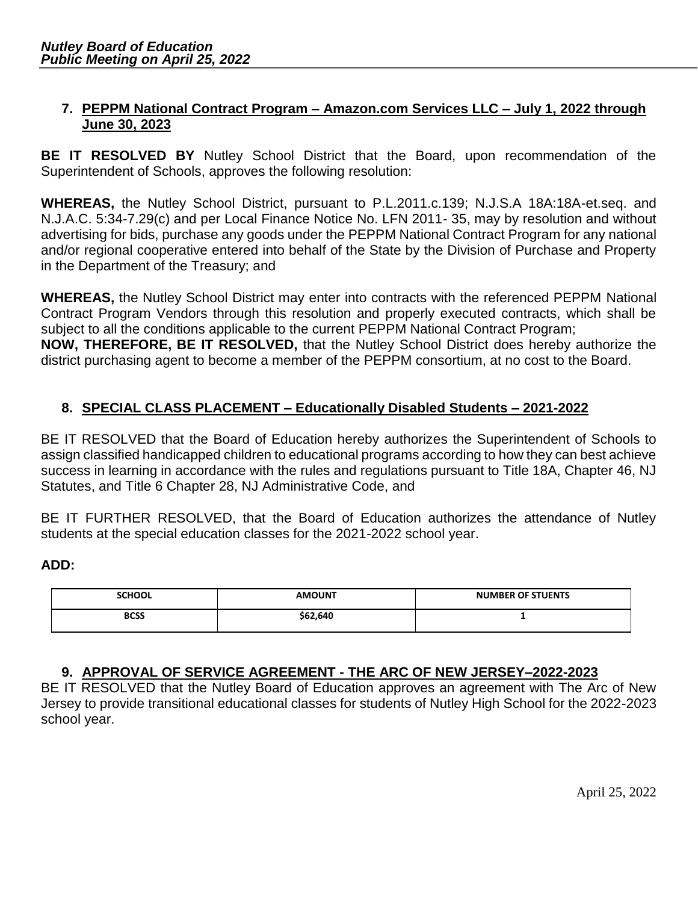**7. PEPPM National Contract Program – Amazon.com Services LLC – July 1, 2022 through June 30, 2023**

**BE IT RESOLVED BY** Nutley School District that the Board, upon recommendation of the Superintendent of Schools, approves the following resolution:

**WHEREAS,** the Nutley School District, pursuant to P.L.2011.c.139; N.J.S.A 18A:18A-et.seq. and N.J.A.C. 5:34-7.29(c) and per Local Finance Notice No. LFN 2011- 35, may by resolution and without advertising for bids, purchase any goods under the PEPPM National Contract Program for any national and/or regional cooperative entered into behalf of the State by the Division of Purchase and Property in the Department of the Treasury; and

**WHEREAS,** the Nutley School District may enter into contracts with the referenced PEPPM National Contract Program Vendors through this resolution and properly executed contracts, which shall be subject to all the conditions applicable to the current PEPPM National Contract Program;

**NOW, THEREFORE, BE IT RESOLVED,** that the Nutley School District does hereby authorize the district purchasing agent to become a member of the PEPPM consortium, at no cost to the Board.

**8. SPECIAL CLASS PLACEMENT – Educationally Disabled Students – 2021-2022**

BE IT RESOLVED that the Board of Education hereby authorizes the Superintendent of Schools to assign classified handicapped children to educational programs according to how they can best achieve success in learning in accordance with the rules and regulations pursuant to Title 18A, Chapter 46, NJ Statutes, and Title 6 Chapter 28, NJ Administrative Code, and

BE IT FURTHER RESOLVED, that the Board of Education authorizes the attendance of Nutley students at the special education classes for the 2021-2022 school year.

**ADD:**

| SCHOOL | AMOUNT | NUMBER OF STUENTS |
|---|---|---|
| BCSS | $62,640 | 1 |

**9. APPROVAL OF SERVICE AGREEMENT - THE ARC OF NEW JERSEY–2022-2023**

BE IT RESOLVED that the Nutley Board of Education approves an agreement with The Arc of New Jersey to provide transitional educational classes for students of Nutley High School for the 2022-2023 school year.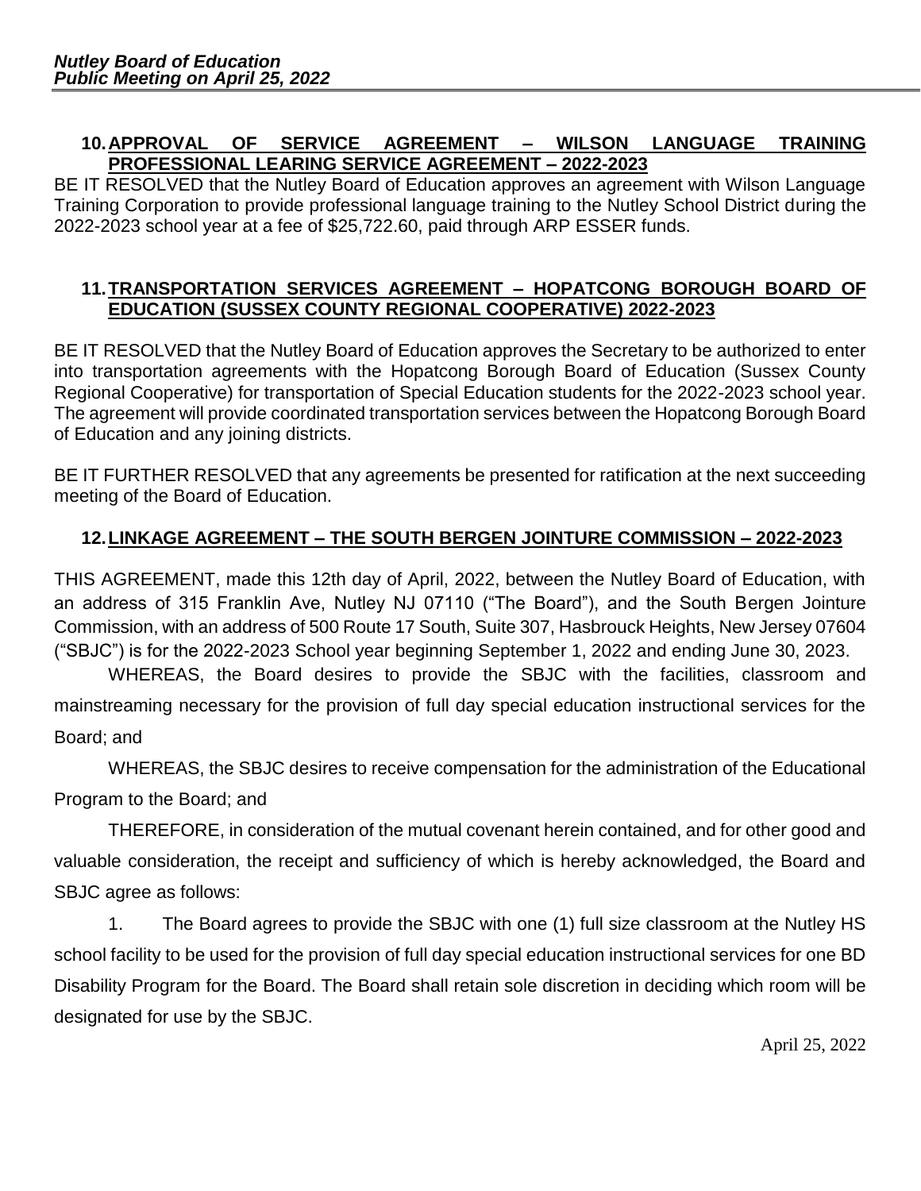**10. APPROVAL OF SERVICE AGREEMENT – WILSON LANGUAGE TRAINING PROFESSIONAL LEARING SERVICE AGREEMENT – 2022-2023**

BE IT RESOLVED that the Nutley Board of Education approves an agreement with Wilson Language Training Corporation to provide professional language training to the Nutley School District during the 2022-2023 school year at a fee of $25,722.60, paid through ARP ESSER funds.

**11. TRANSPORTATION SERVICES AGREEMENT – HOPATCONG BOROUGH BOARD OF EDUCATION (SUSSEX COUNTY REGIONAL COOPERATIVE) 2022-2023**

BE IT RESOLVED that the Nutley Board of Education approves the Secretary to be authorized to enter into transportation agreements with the Hopatcong Borough Board of Education (Sussex County Regional Cooperative) for transportation of Special Education students for the 2022-2023 school year. The agreement will provide coordinated transportation services between the Hopatcong Borough Board of Education and any joining districts.

BE IT FURTHER RESOLVED that any agreements be presented for ratification at the next succeeding meeting of the Board of Education.

**12. LINKAGE AGREEMENT – THE SOUTH BERGEN JOINTURE COMMISSION – 2022-2023**

THIS AGREEMENT, made this 12th day of April, 2022, between the Nutley Board of Education, with an address of 315 Franklin Ave, Nutley NJ 07110 ("The Board"), and the South Bergen Jointure Commission, with an address of 500 Route 17 South, Suite 307, Hasbrouck Heights, New Jersey 07604 ("SBJC") is for the 2022-2023 School year beginning September 1, 2022 and ending June 30, 2023.

WHEREAS, the Board desires to provide the SBJC with the facilities, classroom and mainstreaming necessary for the provision of full day special education instructional services for the Board; and

WHEREAS, the SBJC desires to receive compensation for the administration of the Educational Program to the Board; and

THEREFORE, in consideration of the mutual covenant herein contained, and for other good and valuable consideration, the receipt and sufficiency of which is hereby acknowledged, the Board and SBJC agree as follows:

1. The Board agrees to provide the SBJC with one (1) full size classroom at the Nutley HS school facility to be used for the provision of full day special education instructional services for one BD Disability Program for the Board. The Board shall retain sole discretion in deciding which room will be designated for use by the SBJC.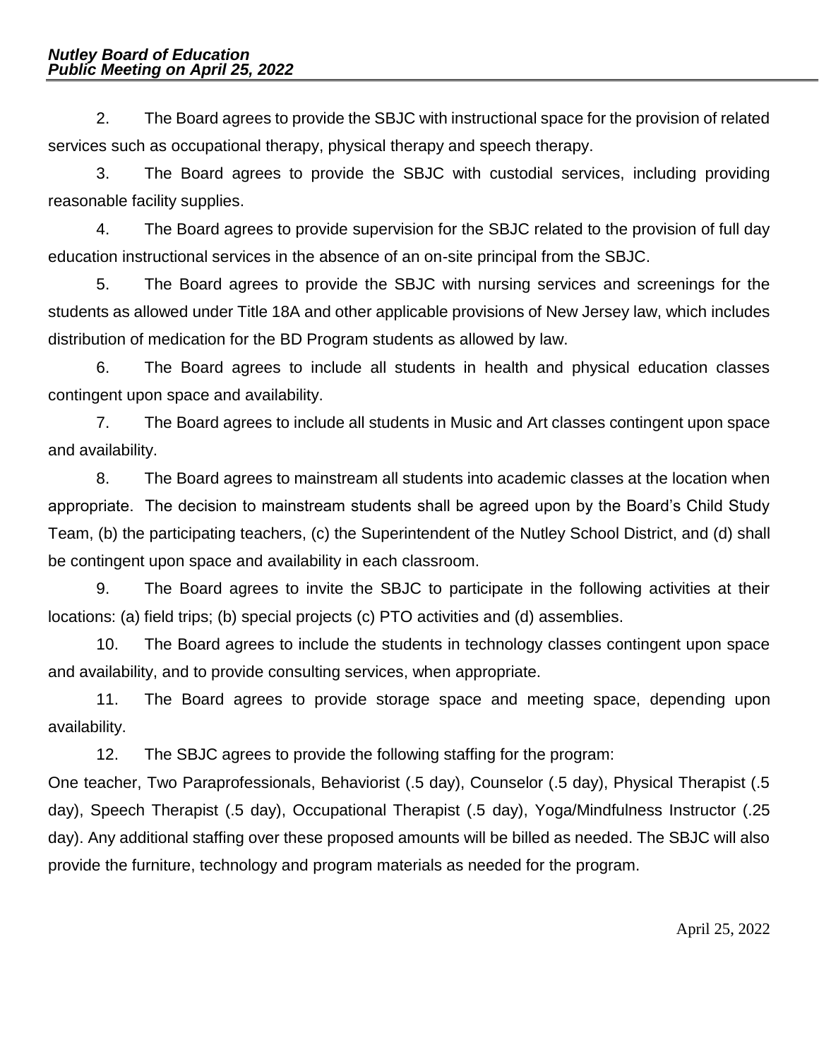2. The Board agrees to provide the SBJC with instructional space for the provision of related services such as occupational therapy, physical therapy and speech therapy.

3. The Board agrees to provide the SBJC with custodial services, including providing reasonable facility supplies.

4. The Board agrees to provide supervision for the SBJC related to the provision of full day education instructional services in the absence of an on-site principal from the SBJC.

5. The Board agrees to provide the SBJC with nursing services and screenings for the students as allowed under Title 18A and other applicable provisions of New Jersey law, which includes distribution of medication for the BD Program students as allowed by law.

6. The Board agrees to include all students in health and physical education classes contingent upon space and availability.

7. The Board agrees to include all students in Music and Art classes contingent upon space and availability.

8. The Board agrees to mainstream all students into academic classes at the location when appropriate. The decision to mainstream students shall be agreed upon by the Board's Child Study Team, (b) the participating teachers, (c) the Superintendent of the Nutley School District, and (d) shall be contingent upon space and availability in each classroom.

9. The Board agrees to invite the SBJC to participate in the following activities at their locations: (a) field trips; (b) special projects (c) PTO activities and (d) assemblies.

10. The Board agrees to include the students in technology classes contingent upon space and availability, and to provide consulting services, when appropriate.

11. The Board agrees to provide storage space and meeting space, depending upon availability.

12. The SBJC agrees to provide the following staffing for the program:

One teacher, Two Paraprofessionals, Behaviorist (.5 day), Counselor (.5 day), Physical Therapist (.5 day), Speech Therapist (.5 day), Occupational Therapist (.5 day), Yoga/Mindfulness Instructor (.25 day). Any additional staffing over these proposed amounts will be billed as needed. The SBJC will also provide the furniture, technology and program materials as needed for the program.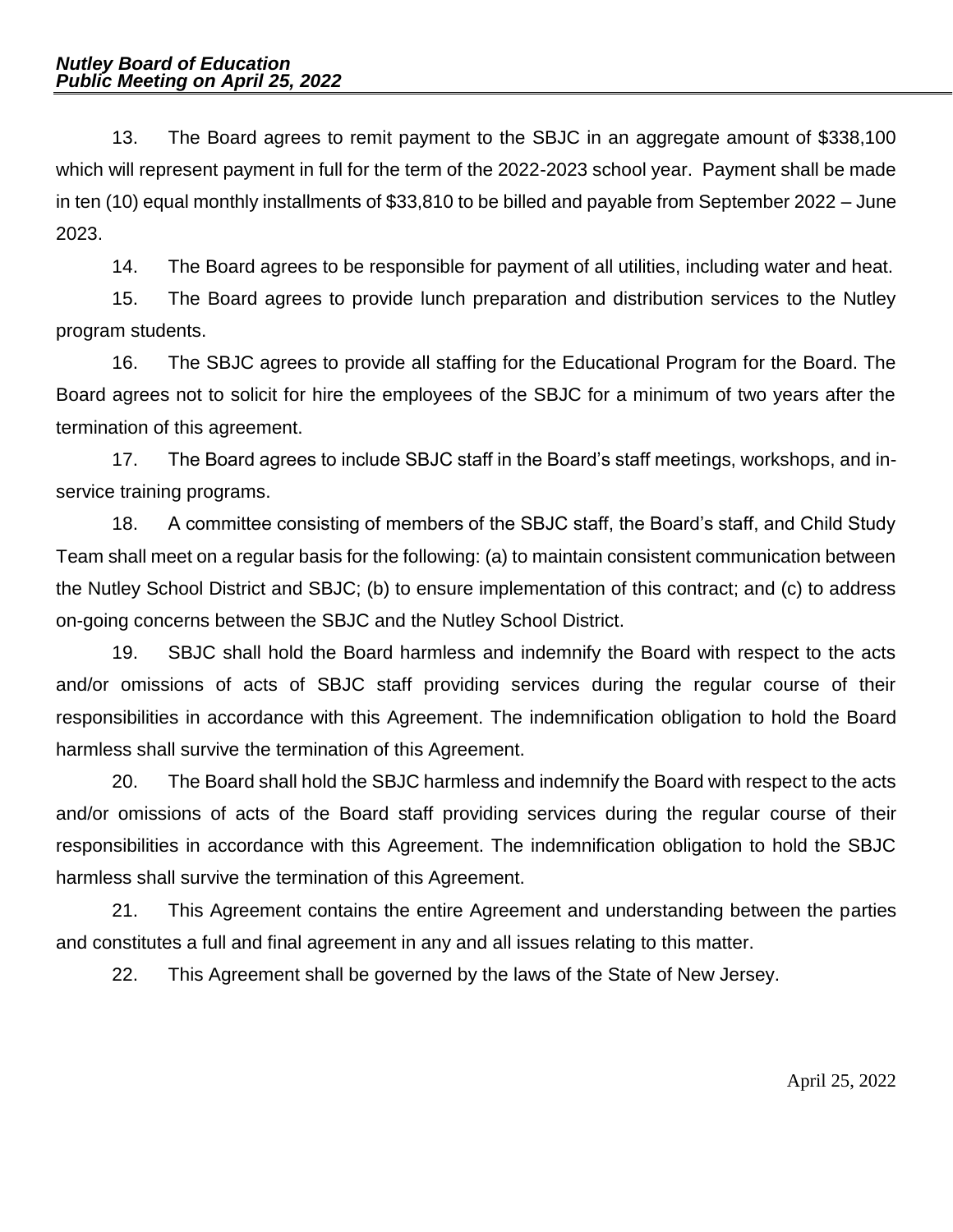13. The Board agrees to remit payment to the SBJC in an aggregate amount of $338,100 which will represent payment in full for the term of the 2022-2023 school year. Payment shall be made in ten (10) equal monthly installments of $33,810 to be billed and payable from September 2022 – June 2023.

14. The Board agrees to be responsible for payment of all utilities, including water and heat.

15. The Board agrees to provide lunch preparation and distribution services to the Nutley program students.

16. The SBJC agrees to provide all staffing for the Educational Program for the Board. The Board agrees not to solicit for hire the employees of the SBJC for a minimum of two years after the termination of this agreement.

17. The Board agrees to include SBJC staff in the Board's staff meetings, workshops, and in-service training programs.

18. A committee consisting of members of the SBJC staff, the Board's staff, and Child Study Team shall meet on a regular basis for the following: (a) to maintain consistent communication between the Nutley School District and SBJC; (b) to ensure implementation of this contract; and (c) to address on-going concerns between the SBJC and the Nutley School District.

19. SBJC shall hold the Board harmless and indemnify the Board with respect to the acts and/or omissions of acts of SBJC staff providing services during the regular course of their responsibilities in accordance with this Agreement. The indemnification obligation to hold the Board harmless shall survive the termination of this Agreement.

20. The Board shall hold the SBJC harmless and indemnify the Board with respect to the acts and/or omissions of acts of the Board staff providing services during the regular course of their responsibilities in accordance with this Agreement. The indemnification obligation to hold the SBJC harmless shall survive the termination of this Agreement.

21. This Agreement contains the entire Agreement and understanding between the parties and constitutes a full and final agreement in any and all issues relating to this matter.

22. This Agreement shall be governed by the laws of the State of New Jersey.

April 25, 2022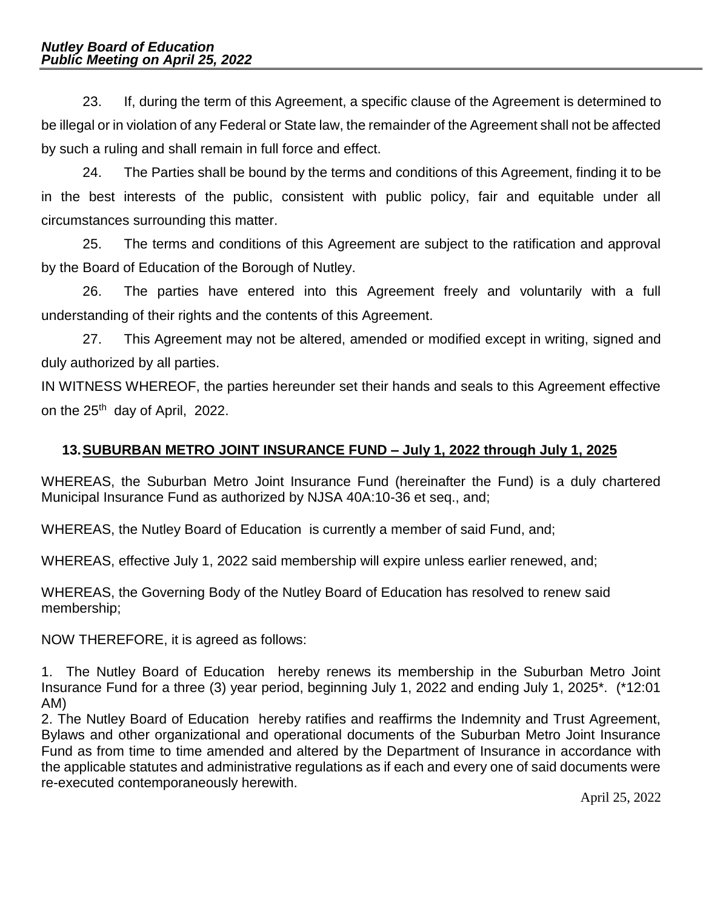23. If, during the term of this Agreement, a specific clause of the Agreement is determined to be illegal or in violation of any Federal or State law, the remainder of the Agreement shall not be affected by such a ruling and shall remain in full force and effect.

24. The Parties shall be bound by the terms and conditions of this Agreement, finding it to be in the best interests of the public, consistent with public policy, fair and equitable under all circumstances surrounding this matter.

25. The terms and conditions of this Agreement are subject to the ratification and approval by the Board of Education of the Borough of Nutley.

26. The parties have entered into this Agreement freely and voluntarily with a full understanding of their rights and the contents of this Agreement.

27. This Agreement may not be altered, amended or modified except in writing, signed and duly authorized by all parties.

IN WITNESS WHEREOF, the parties hereunder set their hands and seals to this Agreement effective on the 25th day of April, 2022.

## 13. SUBURBAN METRO JOINT INSURANCE FUND – July 1, 2022 through July 1, 2025

WHEREAS, the Suburban Metro Joint Insurance Fund (hereinafter the Fund) is a duly chartered Municipal Insurance Fund as authorized by NJSA 40A:10-36 et seq., and;

WHEREAS, the Nutley Board of Education is currently a member of said Fund, and;

WHEREAS, effective July 1, 2022 said membership will expire unless earlier renewed, and;

WHEREAS, the Governing Body of the Nutley Board of Education has resolved to renew said membership;

NOW THEREFORE, it is agreed as follows:

1. The Nutley Board of Education hereby renews its membership in the Suburban Metro Joint Insurance Fund for a three (3) year period, beginning July 1, 2022 and ending July 1, 2025*. (*12:01 AM)
2. The Nutley Board of Education hereby ratifies and reaffirms the Indemnity and Trust Agreement, Bylaws and other organizational and operational documents of the Suburban Metro Joint Insurance Fund as from time to time amended and altered by the Department of Insurance in accordance with the applicable statutes and administrative regulations as if each and every one of said documents were re-executed contemporaneously herewith.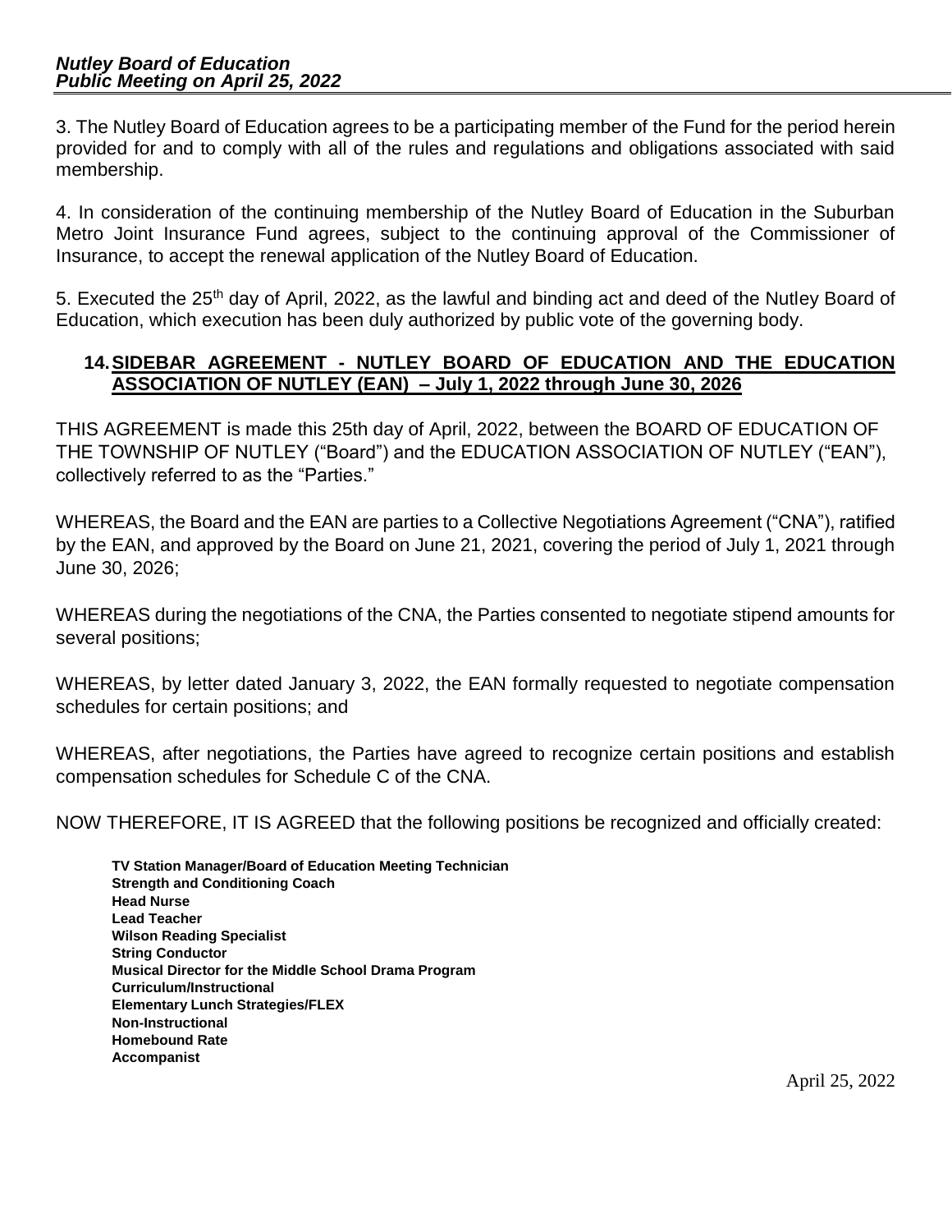3. The Nutley Board of Education agrees to be a participating member of the Fund for the period herein provided for and to comply with all of the rules and regulations and obligations associated with said membership.

4. In consideration of the continuing membership of the Nutley Board of Education in the Suburban Metro Joint Insurance Fund agrees, subject to the continuing approval of the Commissioner of Insurance, to accept the renewal application of the Nutley Board of Education.

5. Executed the 25th day of April, 2022, as the lawful and binding act and deed of the Nutley Board of Education, which execution has been duly authorized by public vote of the governing body.

### 14. SIDEBAR AGREEMENT - NUTLEY BOARD OF EDUCATION AND THE EDUCATION ASSOCIATION OF NUTLEY (EAN) – July 1, 2022 through June 30, 2026

THIS AGREEMENT is made this 25th day of April, 2022, between the BOARD OF EDUCATION OF THE TOWNSHIP OF NUTLEY ("Board") and the EDUCATION ASSOCIATION OF NUTLEY ("EAN"), collectively referred to as the "Parties."

WHEREAS, the Board and the EAN are parties to a Collective Negotiations Agreement ("CNA"), ratified by the EAN, and approved by the Board on June 21, 2021, covering the period of July 1, 2021 through June 30, 2026;

WHEREAS during the negotiations of the CNA, the Parties consented to negotiate stipend amounts for several positions;

WHEREAS, by letter dated January 3, 2022, the EAN formally requested to negotiate compensation schedules for certain positions; and

WHEREAS, after negotiations, the Parties have agreed to recognize certain positions and establish compensation schedules for Schedule C of the CNA.

NOW THEREFORE, IT IS AGREED that the following positions be recognized and officially created:

**TV Station Manager/Board of Education Meeting Technician**
**Strength and Conditioning Coach**
**Head Nurse**
**Lead Teacher**
**Wilson Reading Specialist**
**String Conductor**
**Musical Director for the Middle School Drama Program**
**Curriculum/Instructional**
**Elementary Lunch Strategies/FLEX**
**Non-Instructional**
**Homebound Rate**
**Accompanist**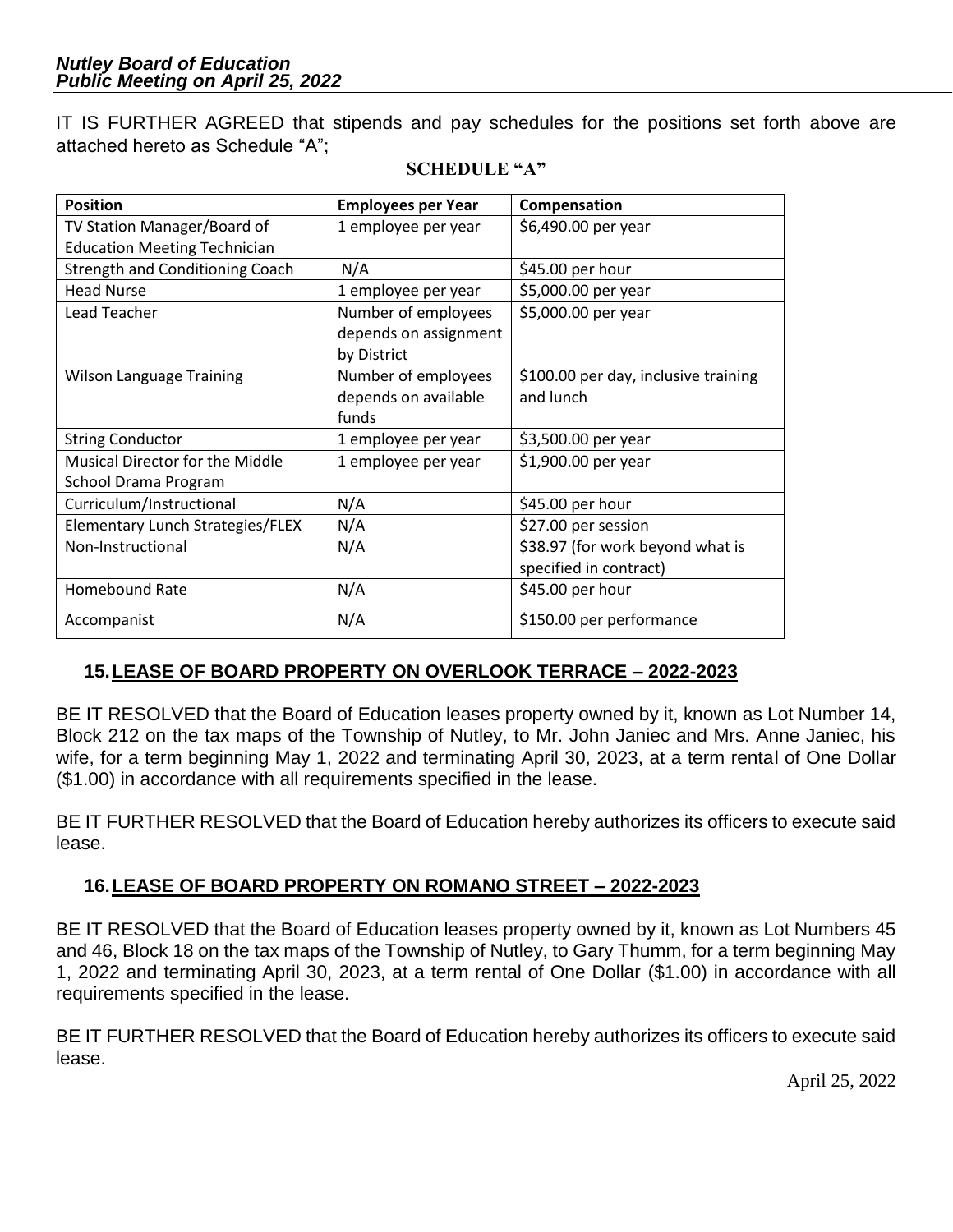IT IS FURTHER AGREED that stipends and pay schedules for the positions set forth above are attached hereto as Schedule "A";

**SCHEDULE "A"**

| Position | Employees per Year | Compensation |
|---|---|---|
| TV Station Manager/Board of Education Meeting Technician | 1 employee per year | $6,490.00 per year |
| Strength and Conditioning Coach | N/A | $45.00 per hour |
| Head Nurse | 1 employee per year | $5,000.00 per year |
| Lead Teacher | Number of employees depends on assignment by District | $5,000.00 per year |
| Wilson Language Training | Number of employees depends on available funds | $100.00 per day, inclusive training and lunch |
| String Conductor | 1 employee per year | $3,500.00 per year |
| Musical Director for the Middle School Drama Program | 1 employee per year | $1,900.00 per year |
| Curriculum/Instructional | N/A | $45.00 per hour |
| Elementary Lunch Strategies/FLEX | N/A | $27.00 per session |
| Non-Instructional | N/A | $38.97 (for work beyond what is specified in contract) |
| Homebound Rate | N/A | $45.00 per hour |
| Accompanist | N/A | $150.00 per performance |

## 15. LEASE OF BOARD PROPERTY ON OVERLOOK TERRACE – 2022-2023

BE IT RESOLVED that the Board of Education leases property owned by it, known as Lot Number 14, Block 212 on the tax maps of the Township of Nutley, to Mr. John Janiec and Mrs. Anne Janiec, his wife, for a term beginning May 1, 2022 and terminating April 30, 2023, at a term rental of One Dollar ($1.00) in accordance with all requirements specified in the lease.

BE IT FURTHER RESOLVED that the Board of Education hereby authorizes its officers to execute said lease.

## 16. LEASE OF BOARD PROPERTY ON ROMANO STREET – 2022-2023

BE IT RESOLVED that the Board of Education leases property owned by it, known as Lot Numbers 45 and 46, Block 18 on the tax maps of the Township of Nutley, to Gary Thumm, for a term beginning May 1, 2022 and terminating April 30, 2023, at a term rental of One Dollar ($1.00) in accordance with all requirements specified in the lease.

BE IT FURTHER RESOLVED that the Board of Education hereby authorizes its officers to execute said lease.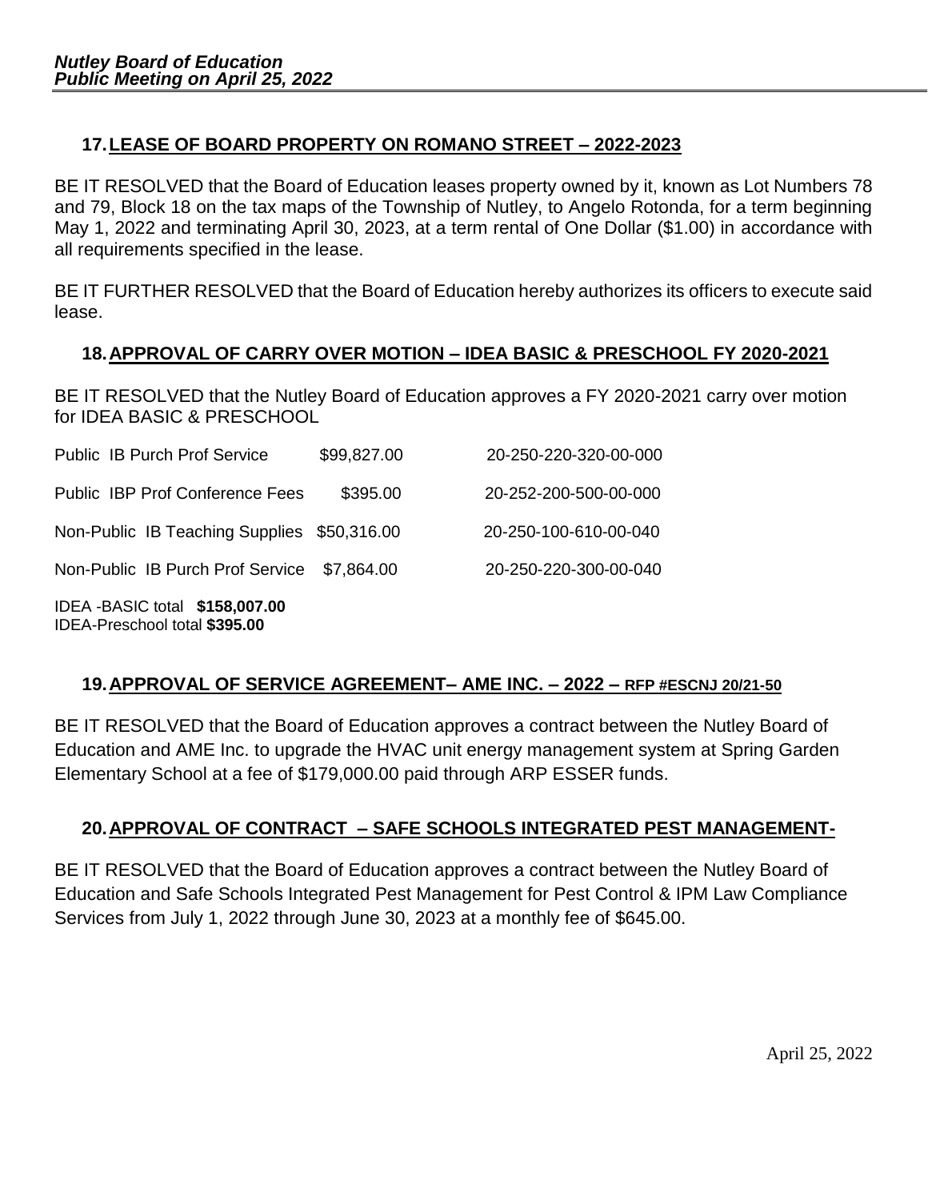## 17. LEASE OF BOARD PROPERTY ON ROMANO STREET – 2022-2023

BE IT RESOLVED that the Board of Education leases property owned by it, known as Lot Numbers 78 and 79, Block 18 on the tax maps of the Township of Nutley, to Angelo Rotonda, for a term beginning May 1, 2022 and terminating April 30, 2023, at a term rental of One Dollar ($1.00) in accordance with all requirements specified in the lease.

BE IT FURTHER RESOLVED that the Board of Education hereby authorizes its officers to execute said lease.

## 18. APPROVAL OF CARRY OVER MOTION – IDEA BASIC & PRESCHOOL FY 2020-2021

BE IT RESOLVED that the Nutley Board of Education approves a FY 2020-2021 carry over motion for IDEA BASIC & PRESCHOOL

| | | |
|---|---|---|
| Public IB Purch Prof Service | $99,827.00 | 20-250-220-320-00-000 |
| Public IBP Prof Conference Fees | $395.00 | 20-252-200-500-00-000 |
| Non-Public IB Teaching Supplies | $50,316.00 | 20-250-100-610-00-040 |
| Non-Public IB Purch Prof Service | $7,864.00 | 20-250-220-300-00-040 |

IDEA -BASIC total **$158,007.00**
IDEA-Preschool total **$395.00**

## 19. APPROVAL OF SERVICE AGREEMENT– AME INC. – 2022 – RFP #ESCNJ 20/21-50

BE IT RESOLVED that the Board of Education approves a contract between the Nutley Board of Education and AME Inc. to upgrade the HVAC unit energy management system at Spring Garden Elementary School at a fee of $179,000.00 paid through ARP ESSER funds.

## 20. APPROVAL OF CONTRACT – SAFE SCHOOLS INTEGRATED PEST MANAGEMENT-

BE IT RESOLVED that the Board of Education approves a contract between the Nutley Board of Education and Safe Schools Integrated Pest Management for Pest Control & IPM Law Compliance Services from July 1, 2022 through June 30, 2023 at a monthly fee of $645.00.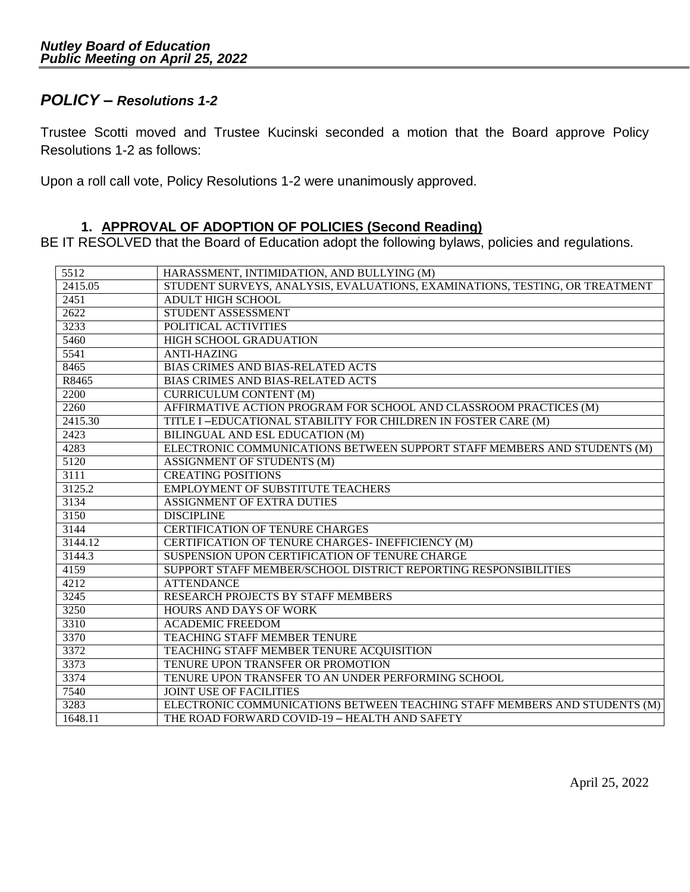## *POLICY – Resolutions 1-2*

Trustee Scotti moved and Trustee Kucinski seconded a motion that the Board approve Policy Resolutions 1-2 as follows:

Upon a roll call vote, Policy Resolutions 1-2 were unanimously approved.

### 1. APPROVAL OF ADOPTION OF POLICIES (Second Reading)

BE IT RESOLVED that the Board of Education adopt the following bylaws, policies and regulations.

| | |
|---|---|
| 5512 | HARASSMENT, INTIMIDATION, AND BULLYING (M) |
| 2415.05 | STUDENT SURVEYS, ANALYSIS, EVALUATIONS, EXAMINATIONS, TESTING, OR TREATMENT |
| 2451 | ADULT HIGH SCHOOL |
| 2622 | STUDENT ASSESSMENT |
| 3233 | POLITICAL ACTIVITIES |
| 5460 | HIGH SCHOOL GRADUATION |
| 5541 | ANTI-HAZING |
| 8465 | BIAS CRIMES AND BIAS-RELATED ACTS |
| R8465 | BIAS CRIMES AND BIAS-RELATED ACTS |
| 2200 | CURRICULUM CONTENT (M) |
| 2260 | AFFIRMATIVE ACTION PROGRAM FOR SCHOOL AND CLASSROOM PRACTICES (M) |
| 2415.30 | TITLE I –EDUCATIONAL STABILITY FOR CHILDREN IN FOSTER CARE (M) |
| 2423 | BILINGUAL AND ESL EDUCATION (M) |
| 4283 | ELECTRONIC COMMUNICATIONS BETWEEN SUPPORT STAFF MEMBERS AND STUDENTS (M) |
| 5120 | ASSIGNMENT OF STUDENTS (M) |
| 3111 | CREATING POSITIONS |
| 3125.2 | EMPLOYMENT OF SUBSTITUTE TEACHERS |
| 3134 | ASSIGNMENT OF EXTRA DUTIES |
| 3150 | DISCIPLINE |
| 3144 | CERTIFICATION OF TENURE CHARGES |
| 3144.12 | CERTIFICATION OF TENURE CHARGES- INEFFICIENCY (M) |
| 3144.3 | SUSPENSION UPON CERTIFICATION OF TENURE CHARGE |
| 4159 | SUPPORT STAFF MEMBER/SCHOOL DISTRICT REPORTING RESPONSIBILITIES |
| 4212 | ATTENDANCE |
| 3245 | RESEARCH PROJECTS BY STAFF MEMBERS |
| 3250 | HOURS AND DAYS OF WORK |
| 3310 | ACADEMIC FREEDOM |
| 3370 | TEACHING STAFF MEMBER TENURE |
| 3372 | TEACHING STAFF MEMBER TENURE ACQUISITION |
| 3373 | TENURE UPON TRANSFER OR PROMOTION |
| 3374 | TENURE UPON TRANSFER TO AN UNDER PERFORMING SCHOOL |
| 7540 | JOINT USE OF FACILITIES |
| 3283 | ELECTRONIC COMMUNICATIONS BETWEEN TEACHING STAFF MEMBERS AND STUDENTS (M) |
| 1648.11 | THE ROAD FORWARD COVID-19 – HEALTH AND SAFETY |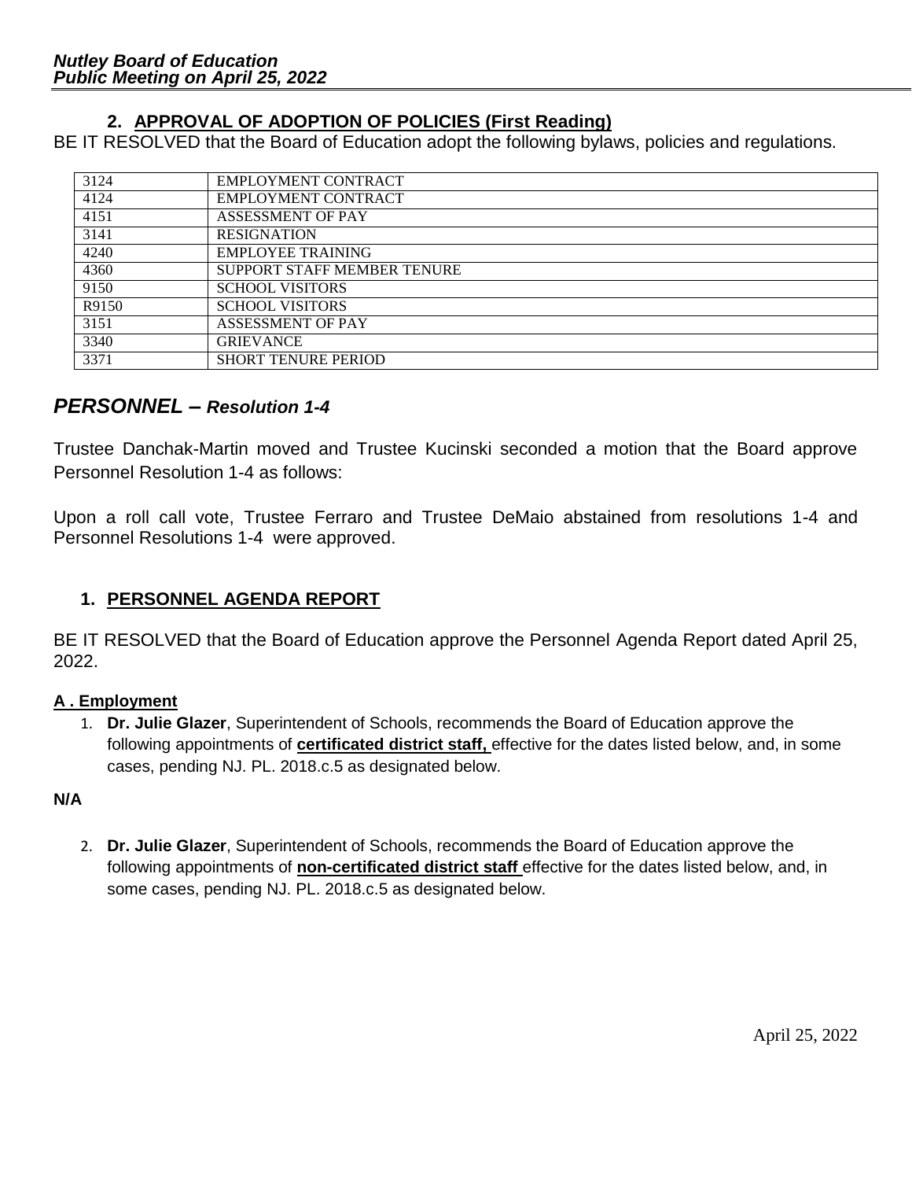### 2. APPROVAL OF ADOPTION OF POLICIES (First Reading)

BE IT RESOLVED that the Board of Education adopt the following bylaws, policies and regulations.

| | |
|---|---|
| 3124 | EMPLOYMENT CONTRACT |
| 4124 | EMPLOYMENT CONTRACT |
| 4151 | ASSESSMENT OF PAY |
| 3141 | RESIGNATION |
| 4240 | EMPLOYEE TRAINING |
| 4360 | SUPPORT STAFF MEMBER TENURE |
| 9150 | SCHOOL VISITORS |
| R9150 | SCHOOL VISITORS |
| 3151 | ASSESSMENT OF PAY |
| 3340 | GRIEVANCE |
| 3371 | SHORT TENURE PERIOD |

## *PERSONNEL – Resolution 1-4*

Trustee Danchak-Martin moved and Trustee Kucinski seconded a motion that the Board approve Personnel Resolution 1-4 as follows:

Upon a roll call vote, Trustee Ferraro and Trustee DeMaio abstained from resolutions 1-4 and Personnel Resolutions 1-4 were approved.

### 1. PERSONNEL AGENDA REPORT

BE IT RESOLVED that the Board of Education approve the Personnel Agenda Report dated April 25, 2022.

**A . Employment**

1. **Dr. Julie Glazer**, Superintendent of Schools, recommends the Board of Education approve the following appointments of **certificated district staff,** effective for the dates listed below, and, in some cases, pending NJ. PL. 2018.c.5 as designated below.

**N/A**

2. **Dr. Julie Glazer**, Superintendent of Schools, recommends the Board of Education approve the following appointments of **non-certificated district staff** effective for the dates listed below, and, in some cases, pending NJ. PL. 2018.c.5 as designated below.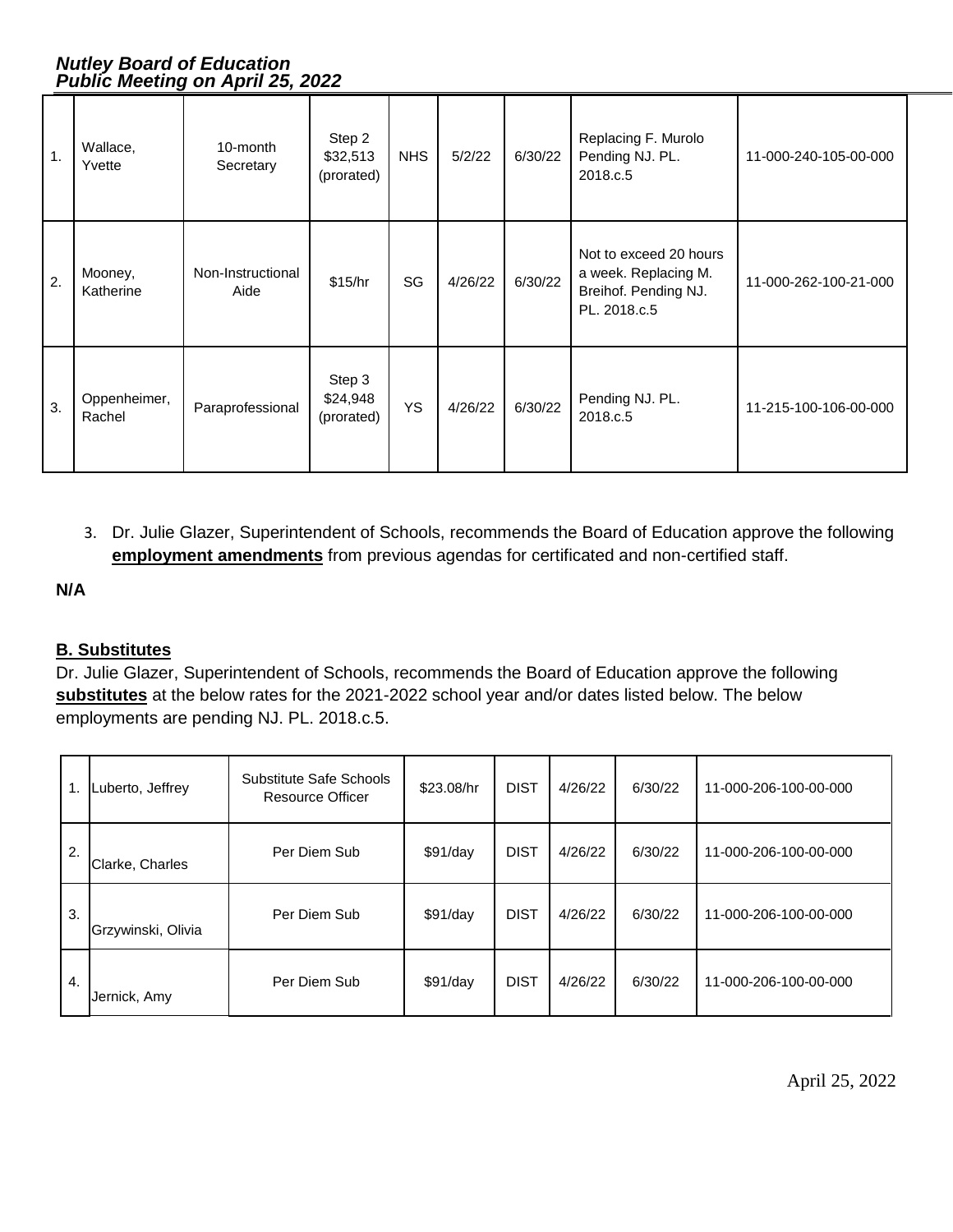| | | | | | | | | |
|---|---|---|---|---|---|---|---|---|
| 1. | Wallace, Yvette | 10-month Secretary | Step 2 $32,513 (prorated) | NHS | 5/2/22 | 6/30/22 | Replacing F. Murolo Pending NJ. PL. 2018.c.5 | 11-000-240-105-00-000 |
| 2. | Mooney, Katherine | Non-Instructional Aide | $15/hr | SG | 4/26/22 | 6/30/22 | Not to exceed 20 hours a week. Replacing M. Breihof. Pending NJ. PL. 2018.c.5 | 11-000-262-100-21-000 |
| 3. | Oppenheimer, Rachel | Paraprofessional | Step 3 $24,948 (prorated) | YS | 4/26/22 | 6/30/22 | Pending NJ. PL. 2018.c.5 | 11-215-100-106-00-000 |

3. Dr. Julie Glazer, Superintendent of Schools, recommends the Board of Education approve the following **employment amendments** from previous agendas for certificated and non-certified staff.

**N/A**

**B. Substitutes**

Dr. Julie Glazer, Superintendent of Schools, recommends the Board of Education approve the following **substitutes** at the below rates for the 2021-2022 school year and/or dates listed below. The below employments are pending NJ. PL. 2018.c.5.

| | | | | | | | |
|---|---|---|---|---|---|---|---|
| 1. | Luberto, Jeffrey | Substitute Safe Schools Resource Officer | $23.08/hr | DIST | 4/26/22 | 6/30/22 | 11-000-206-100-00-000 |
| 2. | Clarke, Charles | Per Diem Sub | $91/day | DIST | 4/26/22 | 6/30/22 | 11-000-206-100-00-000 |
| 3. | Grzywinski, Olivia | Per Diem Sub | $91/day | DIST | 4/26/22 | 6/30/22 | 11-000-206-100-00-000 |
| 4. | Jernick, Amy | Per Diem Sub | $91/day | DIST | 4/26/22 | 6/30/22 | 11-000-206-100-00-000 |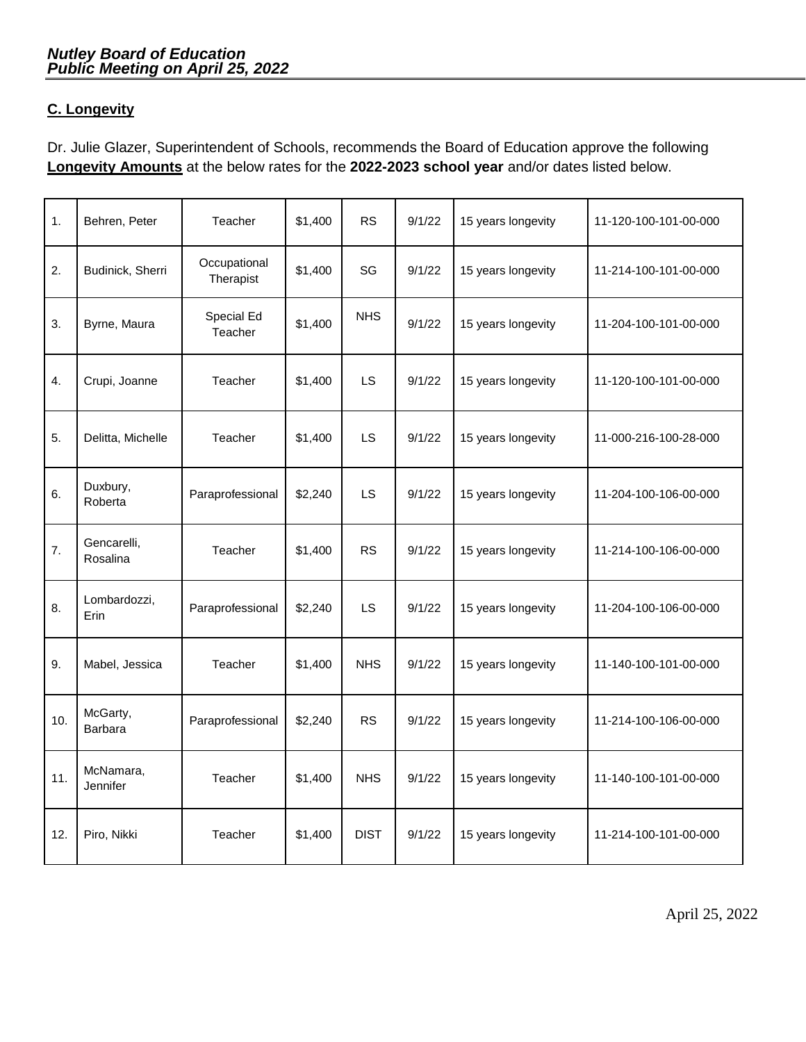### C. Longevity

Dr. Julie Glazer, Superintendent of Schools, recommends the Board of Education approve the following **Longevity Amounts** at the below rates for the **2022-2023 school year** and/or dates listed below.

| | | | | | | | |
|---|---|---|---|---|---|---|---|
| 1. | Behren, Peter | Teacher | $1,400 | RS | 9/1/22 | 15 years longevity | 11-120-100-101-00-000 |
| 2. | Budinick, Sherri | Occupational Therapist | $1,400 | SG | 9/1/22 | 15 years longevity | 11-214-100-101-00-000 |
| 3. | Byrne, Maura | Special Ed Teacher | $1,400 | NHS | 9/1/22 | 15 years longevity | 11-204-100-101-00-000 |
| 4. | Crupi, Joanne | Teacher | $1,400 | LS | 9/1/22 | 15 years longevity | 11-120-100-101-00-000 |
| 5. | Delitta, Michelle | Teacher | $1,400 | LS | 9/1/22 | 15 years longevity | 11-000-216-100-28-000 |
| 6. | Duxbury, Roberta | Paraprofessional | $2,240 | LS | 9/1/22 | 15 years longevity | 11-204-100-106-00-000 |
| 7. | Gencarelli, Rosalina | Teacher | $1,400 | RS | 9/1/22 | 15 years longevity | 11-214-100-106-00-000 |
| 8. | Lombardozzi, Erin | Paraprofessional | $2,240 | LS | 9/1/22 | 15 years longevity | 11-204-100-106-00-000 |
| 9. | Mabel, Jessica | Teacher | $1,400 | NHS | 9/1/22 | 15 years longevity | 11-140-100-101-00-000 |
| 10. | McGarty, Barbara | Paraprofessional | $2,240 | RS | 9/1/22 | 15 years longevity | 11-214-100-106-00-000 |
| 11. | McNamara, Jennifer | Teacher | $1,400 | NHS | 9/1/22 | 15 years longevity | 11-140-100-101-00-000 |
| 12. | Piro, Nikki | Teacher | $1,400 | DIST | 9/1/22 | 15 years longevity | 11-214-100-101-00-000 |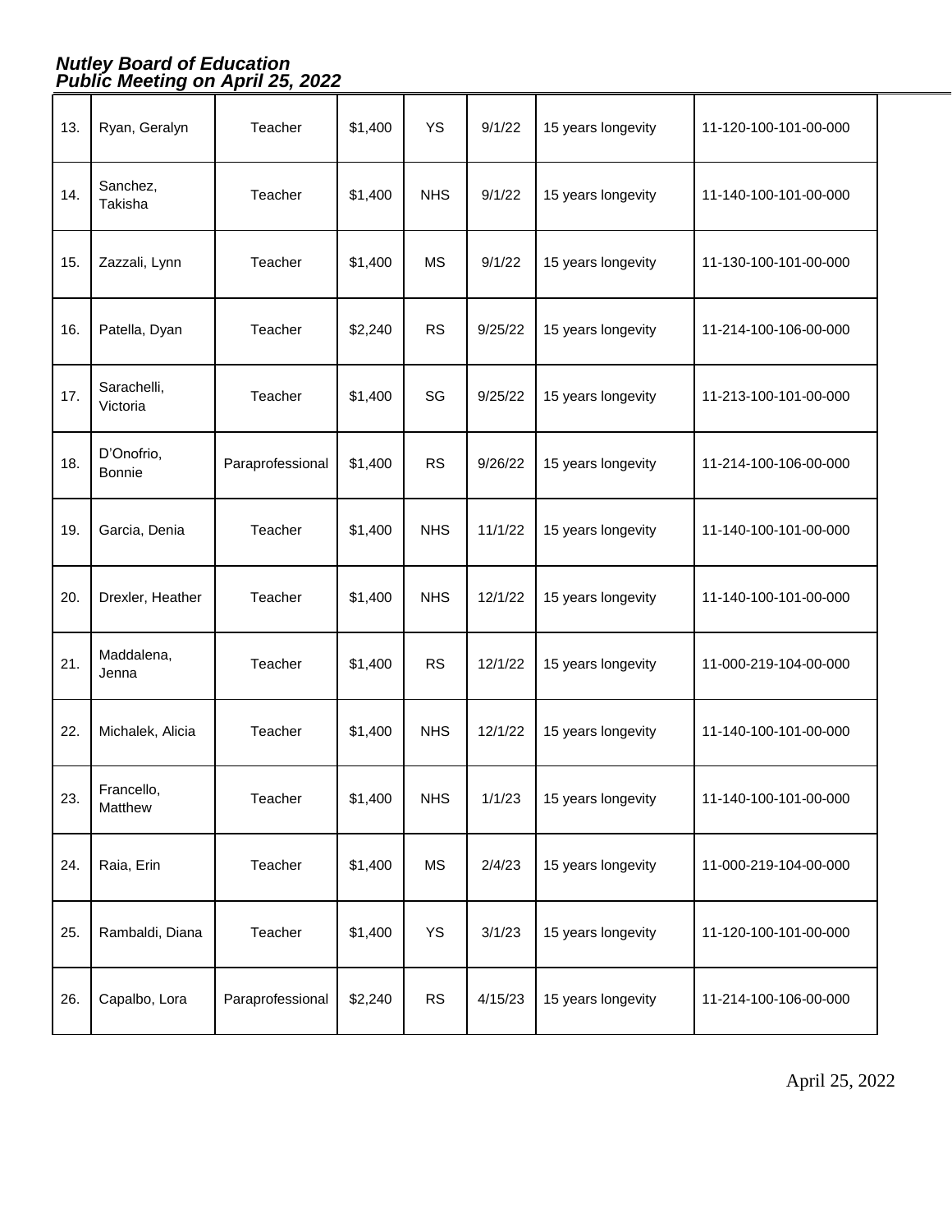| 13. | Ryan, Geralyn | Teacher | $1,400 | YS | 9/1/22 | 15 years longevity | 11-120-100-101-00-000 |
|---|---|---|---|---|---|---|---|
| 14. | Sanchez, Takisha | Teacher | $1,400 | NHS | 9/1/22 | 15 years longevity | 11-140-100-101-00-000 |
| 15. | Zazzali, Lynn | Teacher | $1,400 | MS | 9/1/22 | 15 years longevity | 11-130-100-101-00-000 |
| 16. | Patella, Dyan | Teacher | $2,240 | RS | 9/25/22 | 15 years longevity | 11-214-100-106-00-000 |
| 17. | Sarachelli, Victoria | Teacher | $1,400 | SG | 9/25/22 | 15 years longevity | 11-213-100-101-00-000 |
| 18. | D'Onofrio, Bonnie | Paraprofessional | $1,400 | RS | 9/26/22 | 15 years longevity | 11-214-100-106-00-000 |
| 19. | Garcia, Denia | Teacher | $1,400 | NHS | 11/1/22 | 15 years longevity | 11-140-100-101-00-000 |
| 20. | Drexler, Heather | Teacher | $1,400 | NHS | 12/1/22 | 15 years longevity | 11-140-100-101-00-000 |
| 21. | Maddalena, Jenna | Teacher | $1,400 | RS | 12/1/22 | 15 years longevity | 11-000-219-104-00-000 |
| 22. | Michalek, Alicia | Teacher | $1,400 | NHS | 12/1/22 | 15 years longevity | 11-140-100-101-00-000 |
| 23. | Francello, Matthew | Teacher | $1,400 | NHS | 1/1/23 | 15 years longevity | 11-140-100-101-00-000 |
| 24. | Raia, Erin | Teacher | $1,400 | MS | 2/4/23 | 15 years longevity | 11-000-219-104-00-000 |
| 25. | Rambaldi, Diana | Teacher | $1,400 | YS | 3/1/23 | 15 years longevity | 11-120-100-101-00-000 |
| 26. | Capalbo, Lora | Paraprofessional | $2,240 | RS | 4/15/23 | 15 years longevity | 11-214-100-106-00-000 |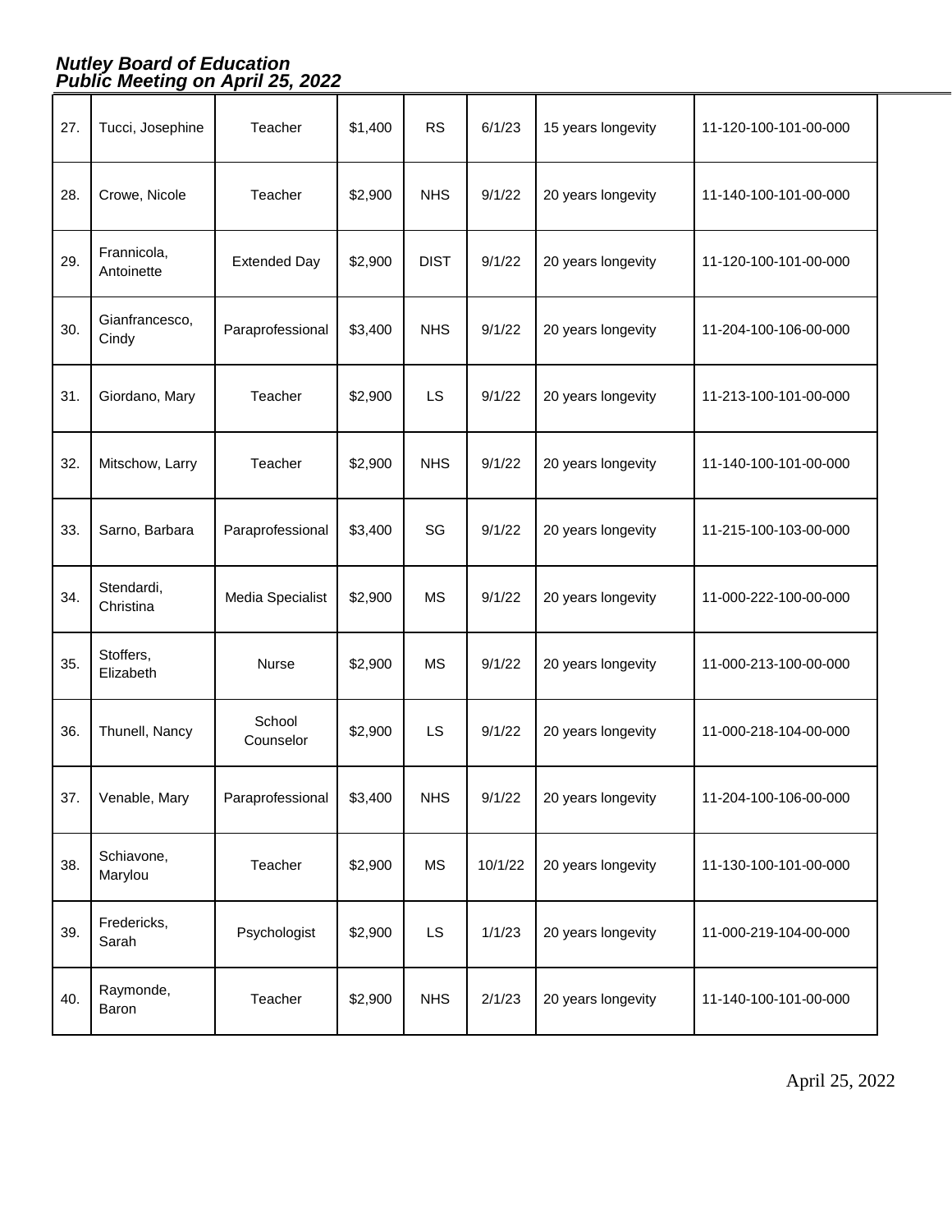| 27. | Tucci, Josephine | Teacher | $1,400 | RS | 6/1/23 | 15 years longevity | 11-120-100-101-00-000 |
|---|---|---|---|---|---|---|---|
| 28. | Crowe, Nicole | Teacher | $2,900 | NHS | 9/1/22 | 20 years longevity | 11-140-100-101-00-000 |
| 29. | Frannicola, Antoinette | Extended Day | $2,900 | DIST | 9/1/22 | 20 years longevity | 11-120-100-101-00-000 |
| 30. | Gianfrancesco, Cindy | Paraprofessional | $3,400 | NHS | 9/1/22 | 20 years longevity | 11-204-100-106-00-000 |
| 31. | Giordano, Mary | Teacher | $2,900 | LS | 9/1/22 | 20 years longevity | 11-213-100-101-00-000 |
| 32. | Mitschow, Larry | Teacher | $2,900 | NHS | 9/1/22 | 20 years longevity | 11-140-100-101-00-000 |
| 33. | Sarno, Barbara | Paraprofessional | $3,400 | SG | 9/1/22 | 20 years longevity | 11-215-100-103-00-000 |
| 34. | Stendardi, Christina | Media Specialist | $2,900 | MS | 9/1/22 | 20 years longevity | 11-000-222-100-00-000 |
| 35. | Stoffers, Elizabeth | Nurse | $2,900 | MS | 9/1/22 | 20 years longevity | 11-000-213-100-00-000 |
| 36. | Thunell, Nancy | School Counselor | $2,900 | LS | 9/1/22 | 20 years longevity | 11-000-218-104-00-000 |
| 37. | Venable, Mary | Paraprofessional | $3,400 | NHS | 9/1/22 | 20 years longevity | 11-204-100-106-00-000 |
| 38. | Schiavone, Marylou | Teacher | $2,900 | MS | 10/1/22 | 20 years longevity | 11-130-100-101-00-000 |
| 39. | Fredericks, Sarah | Psychologist | $2,900 | LS | 1/1/23 | 20 years longevity | 11-000-219-104-00-000 |
| 40. | Raymonde, Baron | Teacher | $2,900 | NHS | 2/1/23 | 20 years longevity | 11-140-100-101-00-000 |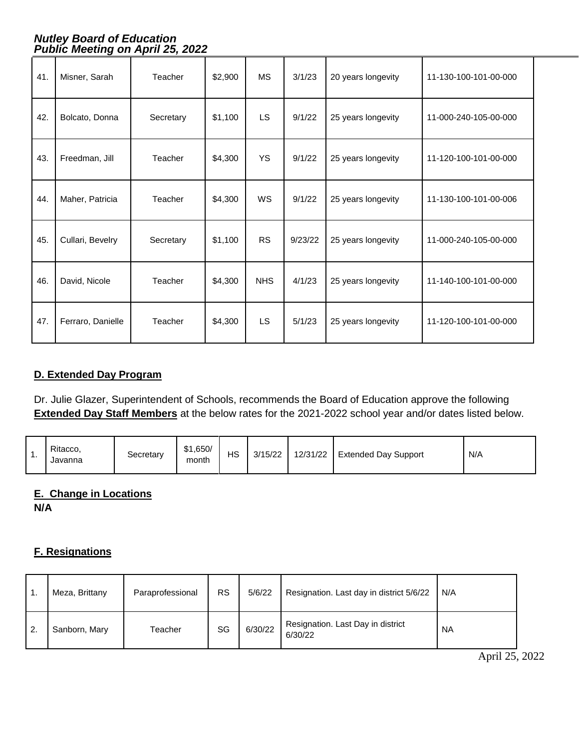| | | | | | | | |
|---|---|---|---|---|---|---|---|
| 41. | Misner, Sarah | Teacher | $2,900 | MS | 3/1/23 | 20 years longevity | 11-130-100-101-00-000 |
| 42. | Bolcato, Donna | Secretary | $1,100 | LS | 9/1/22 | 25 years longevity | 11-000-240-105-00-000 |
| 43. | Freedman, Jill | Teacher | $4,300 | YS | 9/1/22 | 25 years longevity | 11-120-100-101-00-000 |
| 44. | Maher, Patricia | Teacher | $4,300 | WS | 9/1/22 | 25 years longevity | 11-130-100-101-00-006 |
| 45. | Cullari, Bevelry | Secretary | $1,100 | RS | 9/23/22 | 25 years longevity | 11-000-240-105-00-000 |
| 46. | David, Nicole | Teacher | $4,300 | NHS | 4/1/23 | 25 years longevity | 11-140-100-101-00-000 |
| 47. | Ferraro, Danielle | Teacher | $4,300 | LS | 5/1/23 | 25 years longevity | 11-120-100-101-00-000 |

## D. Extended Day Program

Dr. Julie Glazer, Superintendent of Schools, recommends the Board of Education approve the following **Extended Day Staff Members** at the below rates for the 2021-2022 school year and/or dates listed below.

| | | | | | | | | |
|---|---|---|---|---|---|---|---|---|
| 1. | Ritacco, Javanna | Secretary | $1,650/ month | HS | 3/15/22 | 12/31/22 | Extended Day Support | N/A |

## E. Change in Locations

**N/A**

## F. Resignations

| | | | | | | |
|---|---|---|---|---|---|---|
| 1. | Meza, Brittany | Paraprofessional | RS | 5/6/22 | Resignation. Last day in district 5/6/22 | N/A |
| 2. | Sanborn, Mary | Teacher | SG | 6/30/22 | Resignation. Last Day in district 6/30/22 | NA |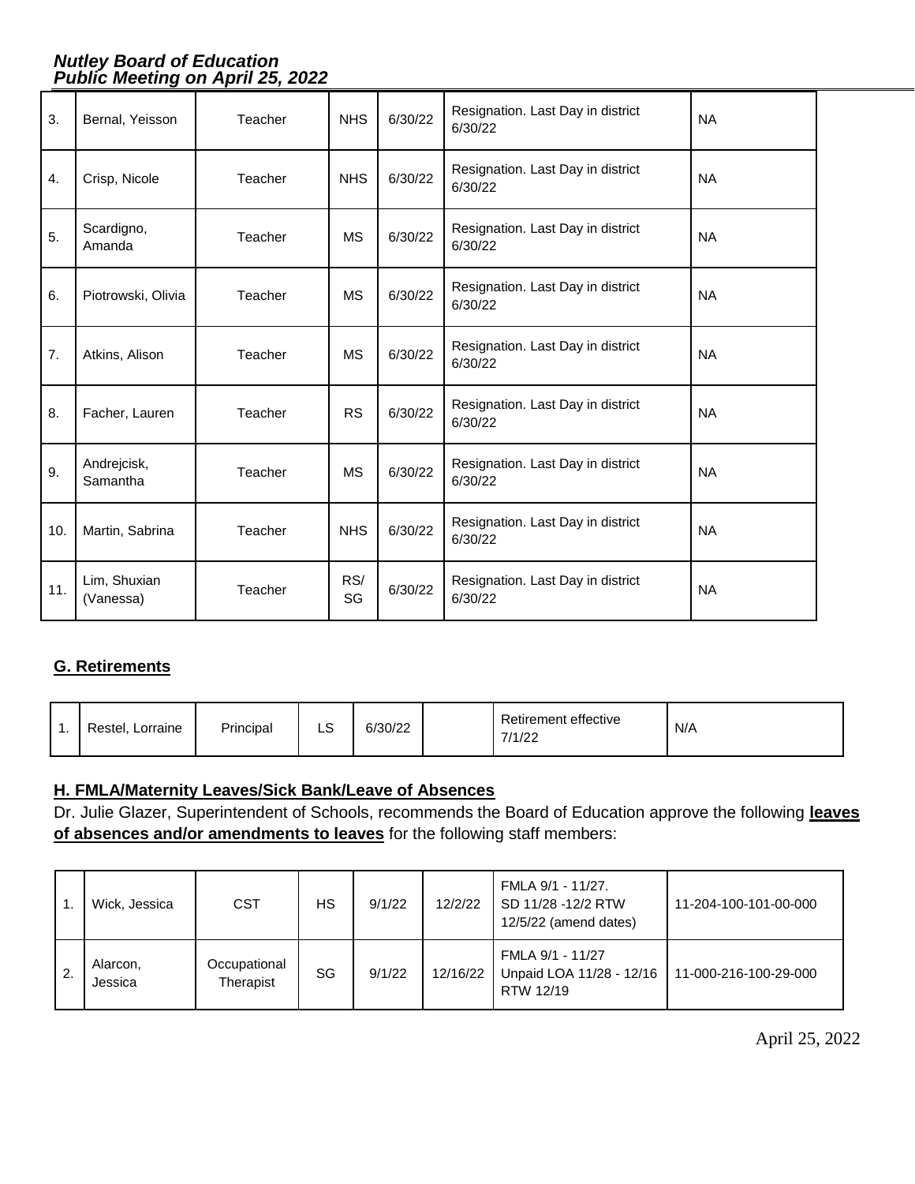| 3. | Bernal, Yeisson | Teacher | NHS | 6/30/22 | Resignation. Last Day in district 6/30/22 | NA |
|---|---|---|---|---|---|---|
| 4. | Crisp, Nicole | Teacher | NHS | 6/30/22 | Resignation. Last Day in district 6/30/22 | NA |
| 5. | Scardigno, Amanda | Teacher | MS | 6/30/22 | Resignation. Last Day in district 6/30/22 | NA |
| 6. | Piotrowski, Olivia | Teacher | MS | 6/30/22 | Resignation. Last Day in district 6/30/22 | NA |
| 7. | Atkins, Alison | Teacher | MS | 6/30/22 | Resignation. Last Day in district 6/30/22 | NA |
| 8. | Facher, Lauren | Teacher | RS | 6/30/22 | Resignation. Last Day in district 6/30/22 | NA |
| 9. | Andrejcisk, Samantha | Teacher | MS | 6/30/22 | Resignation. Last Day in district 6/30/22 | NA |
| 10. | Martin, Sabrina | Teacher | NHS | 6/30/22 | Resignation. Last Day in district 6/30/22 | NA |
| 11. | Lim, Shuxian (Vanessa) | Teacher | RS/ SG | 6/30/22 | Resignation. Last Day in district 6/30/22 | NA |

**G. Retirements**

| 1. | Restel, Lorraine | Principal | LS | 6/30/22 | | Retirement effective 7/1/22 | N/A |
|---|---|---|---|---|---|---|---|

**H. FMLA/Maternity Leaves/Sick Bank/Leave of Absences**

Dr. Julie Glazer, Superintendent of Schools, recommends the Board of Education approve the following **leaves of absences and/or amendments to leaves** for the following staff members:

| 1. | Wick, Jessica | CST | HS | 9/1/22 | 12/2/22 | FMLA 9/1 - 11/27. SD 11/28 -12/2 RTW 12/5/22 (amend dates) | 11-204-100-101-00-000 |
|---|---|---|---|---|---|---|---|
| 2. | Alarcon, Jessica | Occupational Therapist | SG | 9/1/22 | 12/16/22 | FMLA 9/1 - 11/27 Unpaid LOA 11/28 - 12/16 RTW 12/19 | 11-000-216-100-29-000 |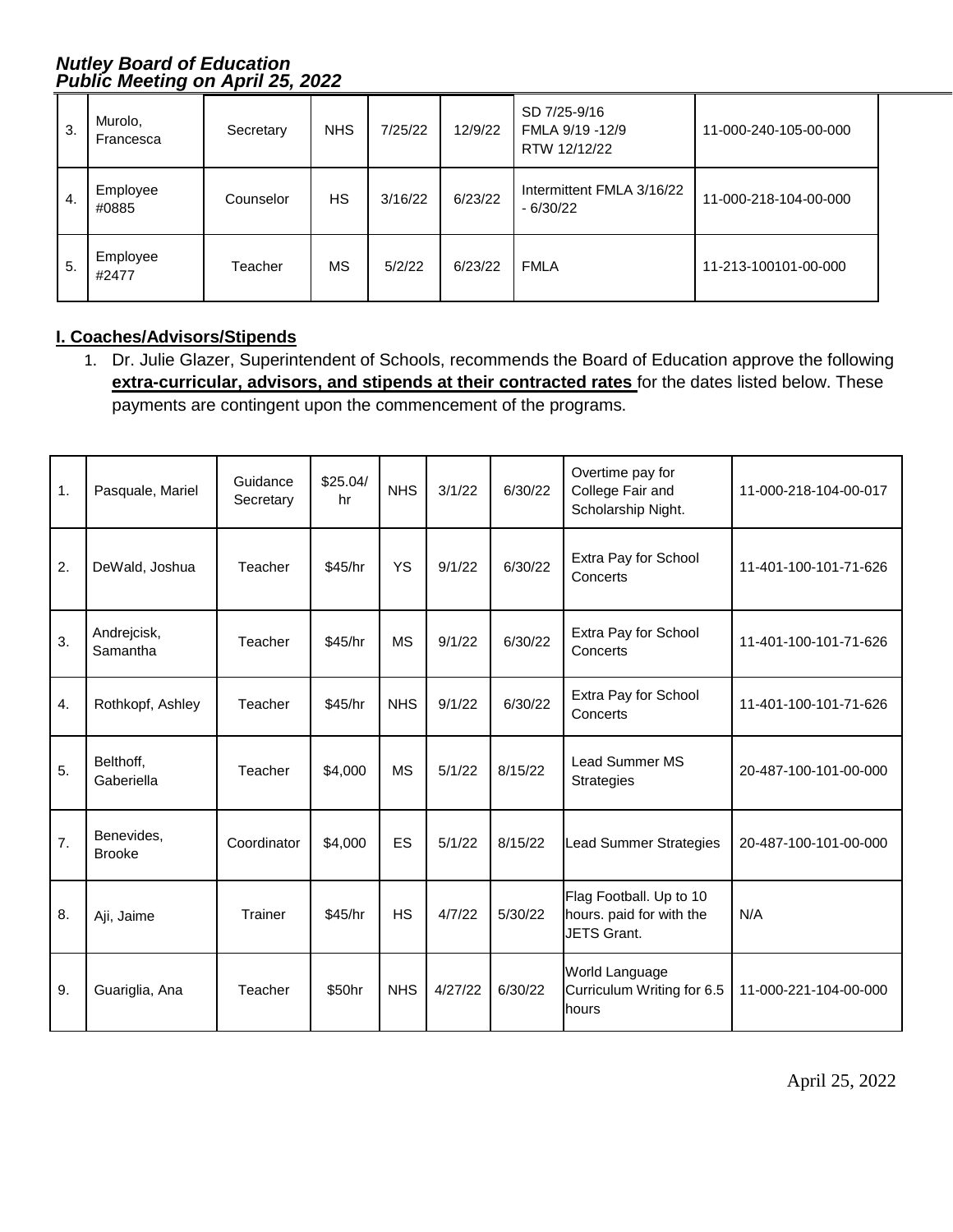| 3. | Murolo, Francesca | Secretary | NHS | 7/25/22 | 12/9/22 | SD 7/25-9/16 FMLA 9/19 -12/9 RTW 12/12/22 | 11-000-240-105-00-000 |
|---|---|---|---|---|---|---|---|
| 4. | Employee #0885 | Counselor | HS | 3/16/22 | 6/23/22 | Intermittent FMLA 3/16/22 - 6/30/22 | 11-000-218-104-00-000 |
| 5. | Employee #2477 | Teacher | MS | 5/2/22 | 6/23/22 | FMLA | 11-213-100101-00-000 |

**I. Coaches/Advisors/Stipends**

1. Dr. Julie Glazer, Superintendent of Schools, recommends the Board of Education approve the following **extra-curricular, advisors, and stipends at their contracted rates** for the dates listed below. These payments are contingent upon the commencement of the programs.

| 1. | Pasquale, Mariel | Guidance Secretary | $25.04/hr | NHS | 3/1/22 | 6/30/22 | Overtime pay for College Fair and Scholarship Night. | 11-000-218-104-00-017 |
|---|---|---|---|---|---|---|---|---|
| 2. | DeWald, Joshua | Teacher | $45/hr | YS | 9/1/22 | 6/30/22 | Extra Pay for School Concerts | 11-401-100-101-71-626 |
| 3. | Andrejcisk, Samantha | Teacher | $45/hr | MS | 9/1/22 | 6/30/22 | Extra Pay for School Concerts | 11-401-100-101-71-626 |
| 4. | Rothkopf, Ashley | Teacher | $45/hr | NHS | 9/1/22 | 6/30/22 | Extra Pay for School Concerts | 11-401-100-101-71-626 |
| 5. | Belthoff, Gaberiella | Teacher | $4,000 | MS | 5/1/22 | 8/15/22 | Lead Summer MS Strategies | 20-487-100-101-00-000 |
| 7. | Benevides, Brooke | Coordinator | $4,000 | ES | 5/1/22 | 8/15/22 | Lead Summer Strategies | 20-487-100-101-00-000 |
| 8. | Aji, Jaime | Trainer | $45/hr | HS | 4/7/22 | 5/30/22 | Flag Football. Up to 10 hours. paid for with the JETS Grant. | N/A |
| 9. | Guariglia, Ana | Teacher | $50hr | NHS | 4/27/22 | 6/30/22 | World Language Curriculum Writing for 6.5 hours | 11-000-221-104-00-000 |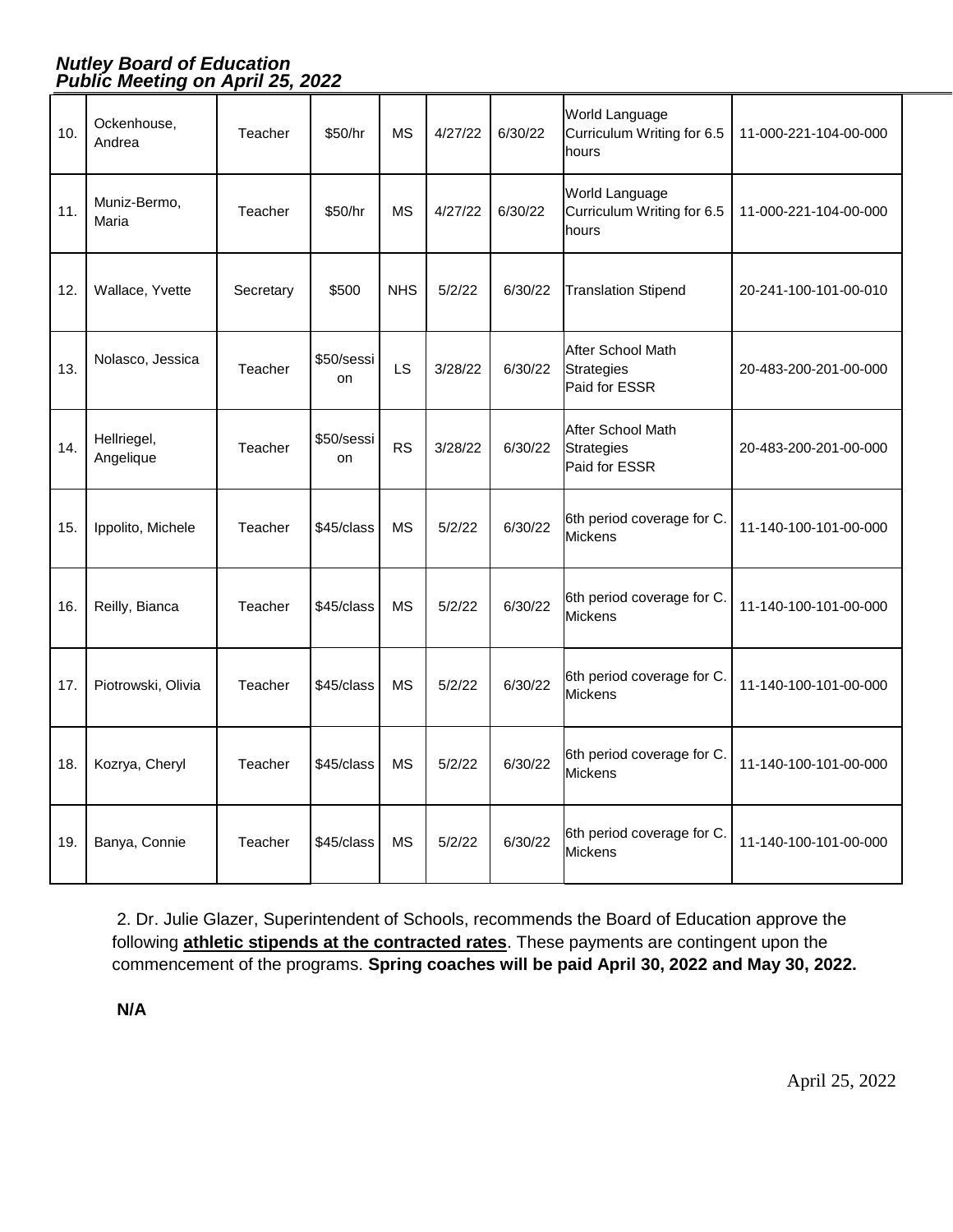| 10. | Ockenhouse, Andrea | Teacher | $50/hr | MS | 4/27/22 | 6/30/22 | World Language Curriculum Writing for 6.5 hours | 11-000-221-104-00-000 |
|---|---|---|---|---|---|---|---|---|
| 11. | Muniz-Bermo, Maria | Teacher | $50/hr | MS | 4/27/22 | 6/30/22 | World Language Curriculum Writing for 6.5 hours | 11-000-221-104-00-000 |
| 12. | Wallace, Yvette | Secretary | $500 | NHS | 5/2/22 | 6/30/22 | Translation Stipend | 20-241-100-101-00-010 |
| 13. | Nolasco, Jessica | Teacher | $50/session | LS | 3/28/22 | 6/30/22 | After School Math Strategies Paid for ESSR | 20-483-200-201-00-000 |
| 14. | Hellriegel, Angelique | Teacher | $50/session | RS | 3/28/22 | 6/30/22 | After School Math Strategies Paid for ESSR | 20-483-200-201-00-000 |
| 15. | Ippolito, Michele | Teacher | $45/class | MS | 5/2/22 | 6/30/22 | 6th period coverage for C. Mickens | 11-140-100-101-00-000 |
| 16. | Reilly, Bianca | Teacher | $45/class | MS | 5/2/22 | 6/30/22 | 6th period coverage for C. Mickens | 11-140-100-101-00-000 |
| 17. | Piotrowski, Olivia | Teacher | $45/class | MS | 5/2/22 | 6/30/22 | 6th period coverage for C. Mickens | 11-140-100-101-00-000 |
| 18. | Kozrya, Cheryl | Teacher | $45/class | MS | 5/2/22 | 6/30/22 | 6th period coverage for C. Mickens | 11-140-100-101-00-000 |
| 19. | Banya, Connie | Teacher | $45/class | MS | 5/2/22 | 6/30/22 | 6th period coverage for C. Mickens | 11-140-100-101-00-000 |

2. Dr. Julie Glazer, Superintendent of Schools, recommends the Board of Education approve the following **athletic stipends at the contracted rates**. These payments are contingent upon the commencement of the programs. **Spring coaches will be paid April 30, 2022 and May 30, 2022.**

**N/A**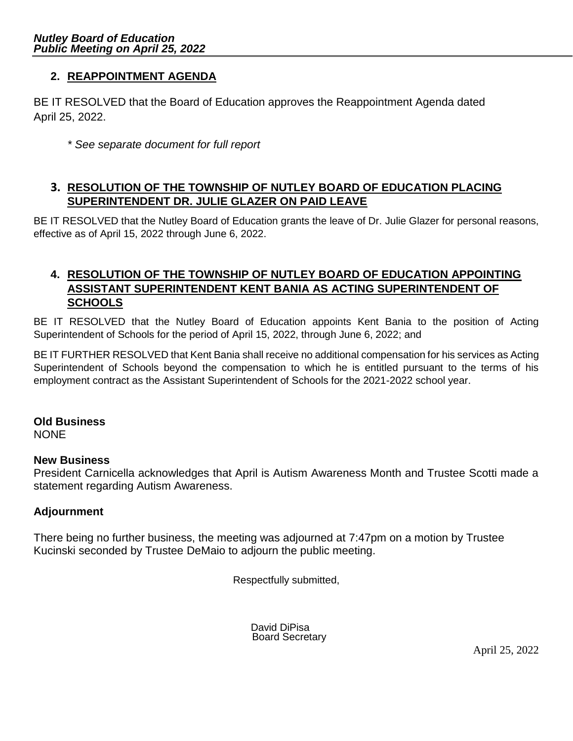## 2. REAPPOINTMENT AGENDA

BE IT RESOLVED that the Board of Education approves the Reappointment Agenda dated April 25, 2022.

*\* See separate document for full report*

## 3. RESOLUTION OF THE TOWNSHIP OF NUTLEY BOARD OF EDUCATION PLACING SUPERINTENDENT DR. JULIE GLAZER ON PAID LEAVE

BE IT RESOLVED that the Nutley Board of Education grants the leave of Dr. Julie Glazer for personal reasons, effective as of April 15, 2022 through June 6, 2022.

## 4. RESOLUTION OF THE TOWNSHIP OF NUTLEY BOARD OF EDUCATION APPOINTING ASSISTANT SUPERINTENDENT KENT BANIA AS ACTING SUPERINTENDENT OF SCHOOLS

BE IT RESOLVED that the Nutley Board of Education appoints Kent Bania to the position of Acting Superintendent of Schools for the period of April 15, 2022, through June 6, 2022; and

BE IT FURTHER RESOLVED that Kent Bania shall receive no additional compensation for his services as Acting Superintendent of Schools beyond the compensation to which he is entitled pursuant to the terms of his employment contract as the Assistant Superintendent of Schools for the 2021-2022 school year.

**Old Business**
NONE

**New Business**
President Carnicella acknowledges that April is Autism Awareness Month and Trustee Scotti made a statement regarding Autism Awareness.

**Adjournment**

There being no further business, the meeting was adjourned at 7:47pm on a motion by Trustee Kucinski seconded by Trustee DeMaio to adjourn the public meeting.

Respectfully submitted,

David DiPisa
Board Secretary

April 25, 2022